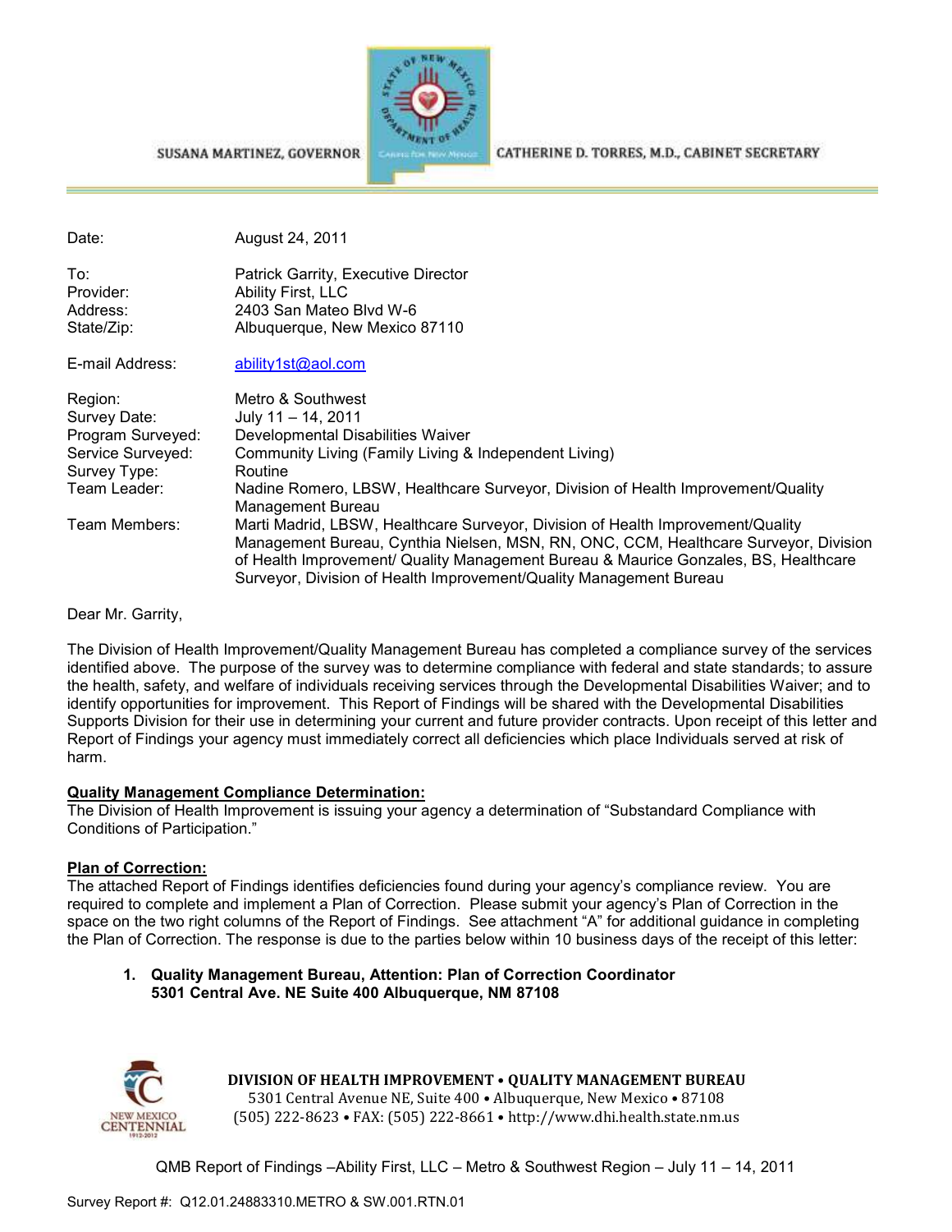SUSANA MARTINEZ, GOVERNOR

CATHERINE D. TORRES, M.D., CABINET SECRETARY

| | |
|---|---|
| Date: | August 24, 2011 |
| To: | Patrick Garrity, Executive Director |
| Provider: | Ability First, LLC |
| Address: | 2403 San Mateo Blvd W-6 |
| State/Zip: | Albuquerque, New Mexico 87110 |
| E-mail Address: | ability1st@aol.com |
| Region: | Metro & Southwest |
| Survey Date: | July 11 – 14, 2011 |
| Program Surveyed: | Developmental Disabilities Waiver |
| Service Surveyed: | Community Living (Family Living & Independent Living) |
| Survey Type: | Routine |
| Team Leader: | Nadine Romero, LBSW, Healthcare Surveyor, Division of Health Improvement/Quality Management Bureau |
| Team Members: | Marti Madrid, LBSW, Healthcare Surveyor, Division of Health Improvement/Quality Management Bureau, Cynthia Nielsen, MSN, RN, ONC, CCM, Healthcare Surveyor, Division of Health Improvement/ Quality Management Bureau & Maurice Gonzales, BS, Healthcare Surveyor, Division of Health Improvement/Quality Management Bureau |

Dear Mr. Garrity,

The Division of Health Improvement/Quality Management Bureau has completed a compliance survey of the services identified above. The purpose of the survey was to determine compliance with federal and state standards; to assure the health, safety, and welfare of individuals receiving services through the Developmental Disabilities Waiver; and to identify opportunities for improvement. This Report of Findings will be shared with the Developmental Disabilities Supports Division for their use in determining your current and future provider contracts. Upon receipt of this letter and Report of Findings your agency must immediately correct all deficiencies which place Individuals served at risk of harm.

**Quality Management Compliance Determination:**

The Division of Health Improvement is issuing your agency a determination of "Substandard Compliance with Conditions of Participation."

**Plan of Correction:**

The attached Report of Findings identifies deficiencies found during your agency's compliance review. You are required to complete and implement a Plan of Correction. Please submit your agency's Plan of Correction in the space on the two right columns of the Report of Findings. See attachment "A" for additional guidance in completing the Plan of Correction. The response is due to the parties below within 10 business days of the receipt of this letter:

1. **Quality Management Bureau, Attention: Plan of Correction Coordinator**
   **5301 Central Ave. NE Suite 400 Albuquerque, NM 87108**

**DIVISION OF HEALTH IMPROVEMENT • QUALITY MANAGEMENT BUREAU**
5301 Central Avenue NE, Suite 400 • Albuquerque, New Mexico • 87108
(505) 222-8623 • FAX: (505) 222-8661 • http://www.dhi.health.state.nm.us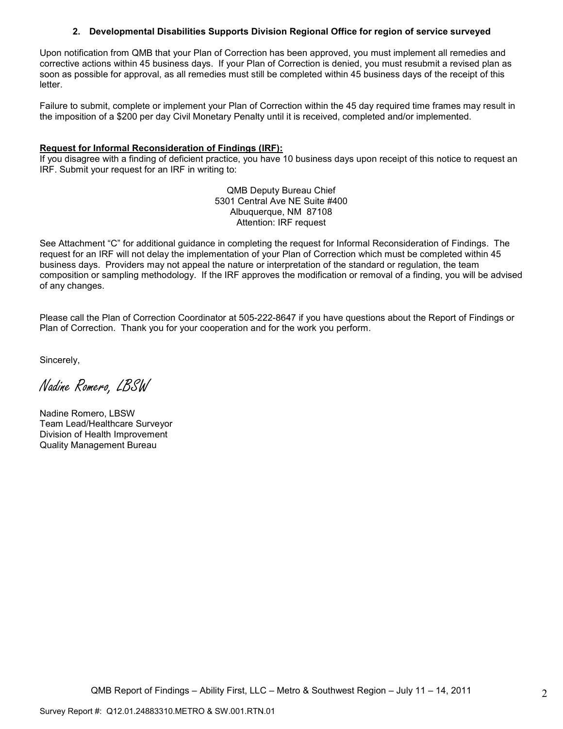**2. Developmental Disabilities Supports Division Regional Office for region of service surveyed**

Upon notification from QMB that your Plan of Correction has been approved, you must implement all remedies and corrective actions within 45 business days. If your Plan of Correction is denied, you must resubmit a revised plan as soon as possible for approval, as all remedies must still be completed within 45 business days of the receipt of this letter.

Failure to submit, complete or implement your Plan of Correction within the 45 day required time frames may result in the imposition of a $200 per day Civil Monetary Penalty until it is received, completed and/or implemented.

**Request for Informal Reconsideration of Findings (IRF):**
If you disagree with a finding of deficient practice, you have 10 business days upon receipt of this notice to request an IRF. Submit your request for an IRF in writing to:

QMB Deputy Bureau Chief
5301 Central Ave NE Suite #400
Albuquerque, NM 87108
Attention: IRF request

See Attachment "C" for additional guidance in completing the request for Informal Reconsideration of Findings. The request for an IRF will not delay the implementation of your Plan of Correction which must be completed within 45 business days. Providers may not appeal the nature or interpretation of the standard or regulation, the team composition or sampling methodology. If the IRF approves the modification or removal of a finding, you will be advised of any changes.

Please call the Plan of Correction Coordinator at 505-222-8647 if you have questions about the Report of Findings or Plan of Correction. Thank you for your cooperation and for the work you perform.

Sincerely,

*Nadine Romero, LBSW*

Nadine Romero, LBSW
Team Lead/Healthcare Surveyor
Division of Health Improvement
Quality Management Bureau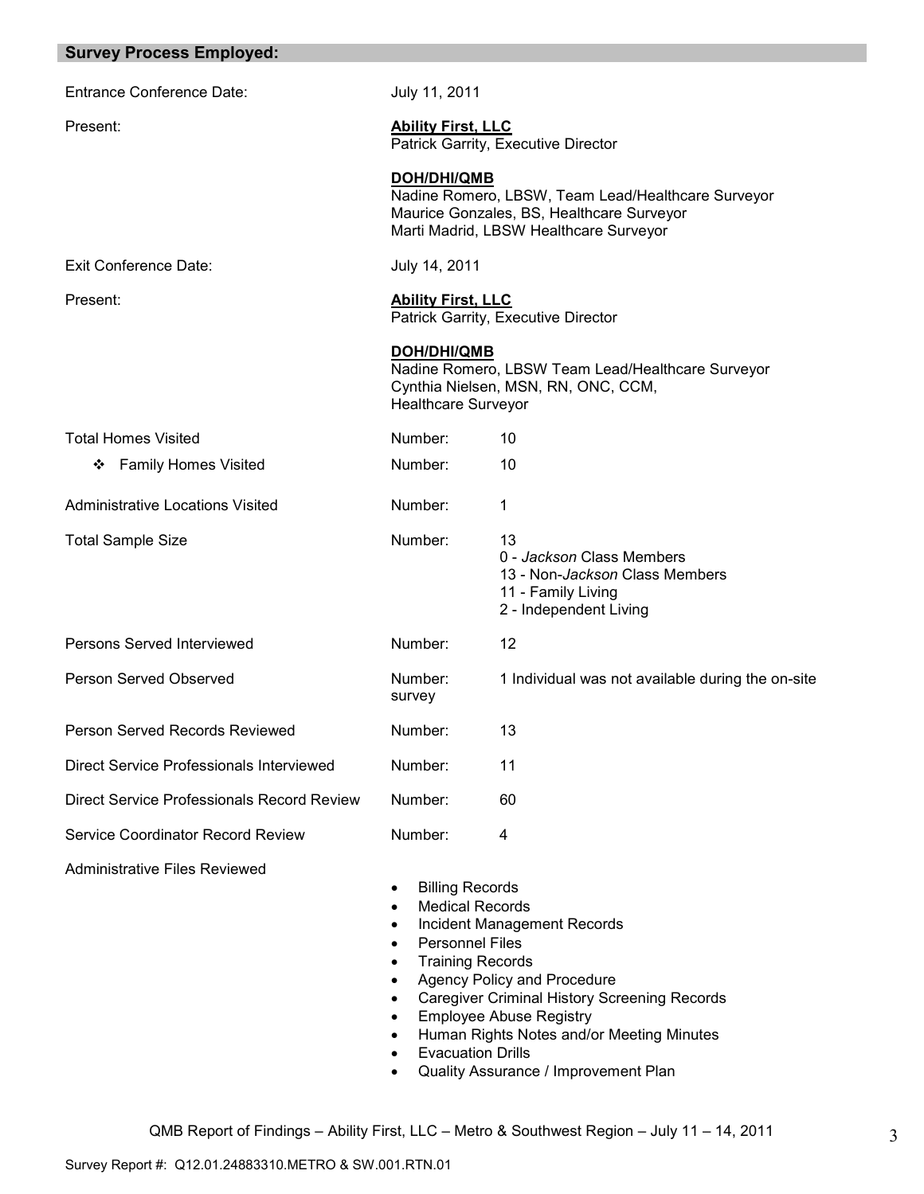## Survey Process Employed:

| | | |
|---|---|---|
| Entrance Conference Date: | July 11, 2011 | |
| Present: | **Ability First, LLC**<br>Patrick Garrity, Executive Director<br><br>**DOH/DHI/QMB**<br>Nadine Romero, LBSW, Team Lead/Healthcare Surveyor<br>Maurice Gonzales, BS, Healthcare Surveyor<br>Marti Madrid, LBSW Healthcare Surveyor | |
| Exit Conference Date: | July 14, 2011 | |
| Present: | **Ability First, LLC**<br>Patrick Garrity, Executive Director<br><br>**DOH/DHI/QMB**<br>Nadine Romero, LBSW Team Lead/Healthcare Surveyor<br>Cynthia Nielsen, MSN, RN, ONC, CCM,<br>Healthcare Surveyor | |
| Total Homes Visited | Number: | 10 |
| ❖ Family Homes Visited | Number: | 10 |
| Administrative Locations Visited | Number: | 1 |
| Total Sample Size | Number: | 13<br>0 - *Jackson* Class Members<br>13 - Non-*Jackson* Class Members<br>11 - Family Living<br>2 - Independent Living |
| Persons Served Interviewed | Number: | 12 |
| Person Served Observed | Number: survey | 1 Individual was not available during the on-site |
| Person Served Records Reviewed | Number: | 13 |
| Direct Service Professionals Interviewed | Number: | 11 |
| Direct Service Professionals Record Review | Number: | 60 |
| Service Coordinator Record Review | Number: | 4 |

Administrative Files Reviewed

- Billing Records
- Medical Records
- Incident Management Records
- Personnel Files
- Training Records
- Agency Policy and Procedure
- Caregiver Criminal History Screening Records
- Employee Abuse Registry
- Human Rights Notes and/or Meeting Minutes
- Evacuation Drills
- Quality Assurance / Improvement Plan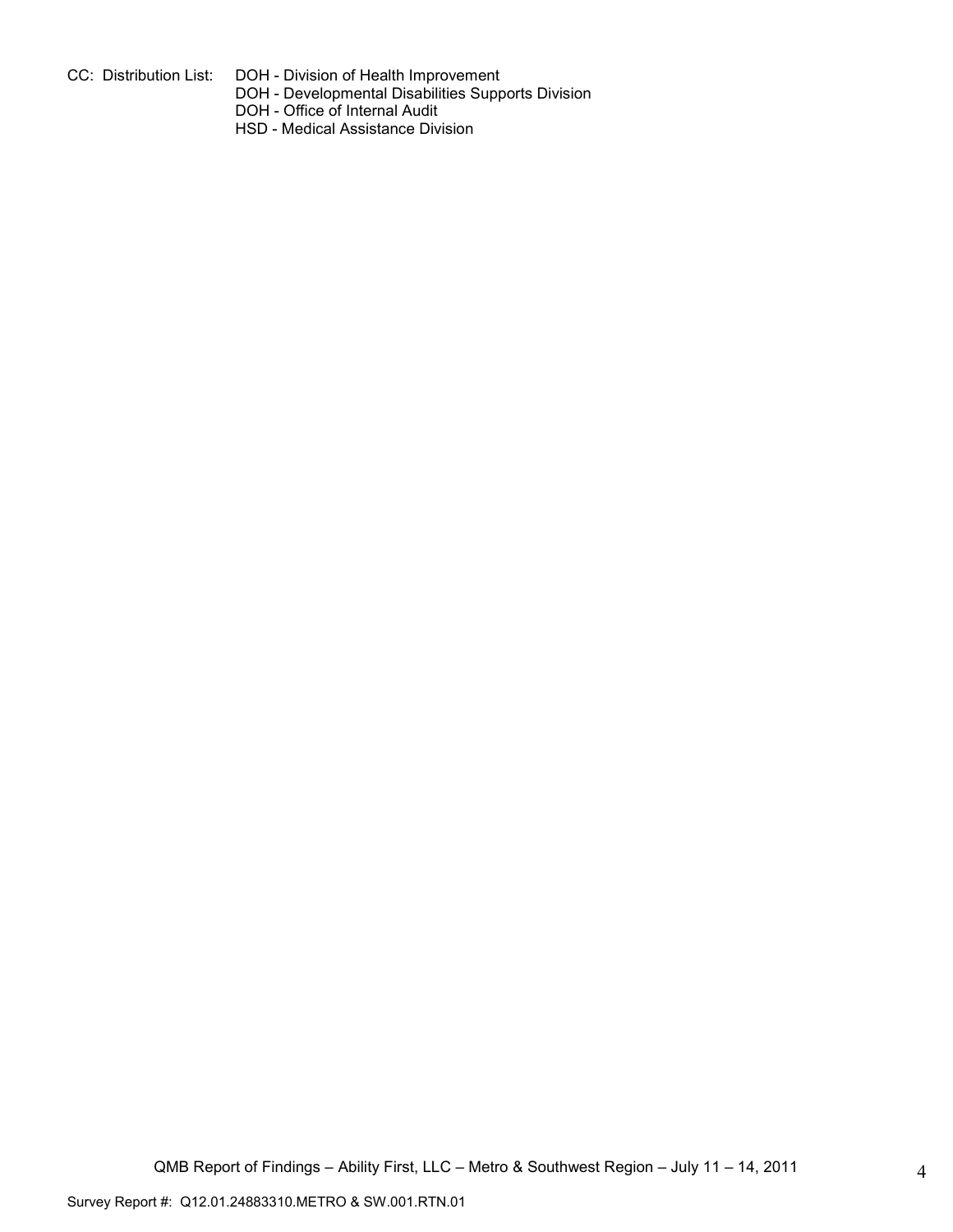CC: Distribution List: DOH - Division of Health Improvement
DOH - Developmental Disabilities Supports Division
DOH - Office of Internal Audit
HSD - Medical Assistance Division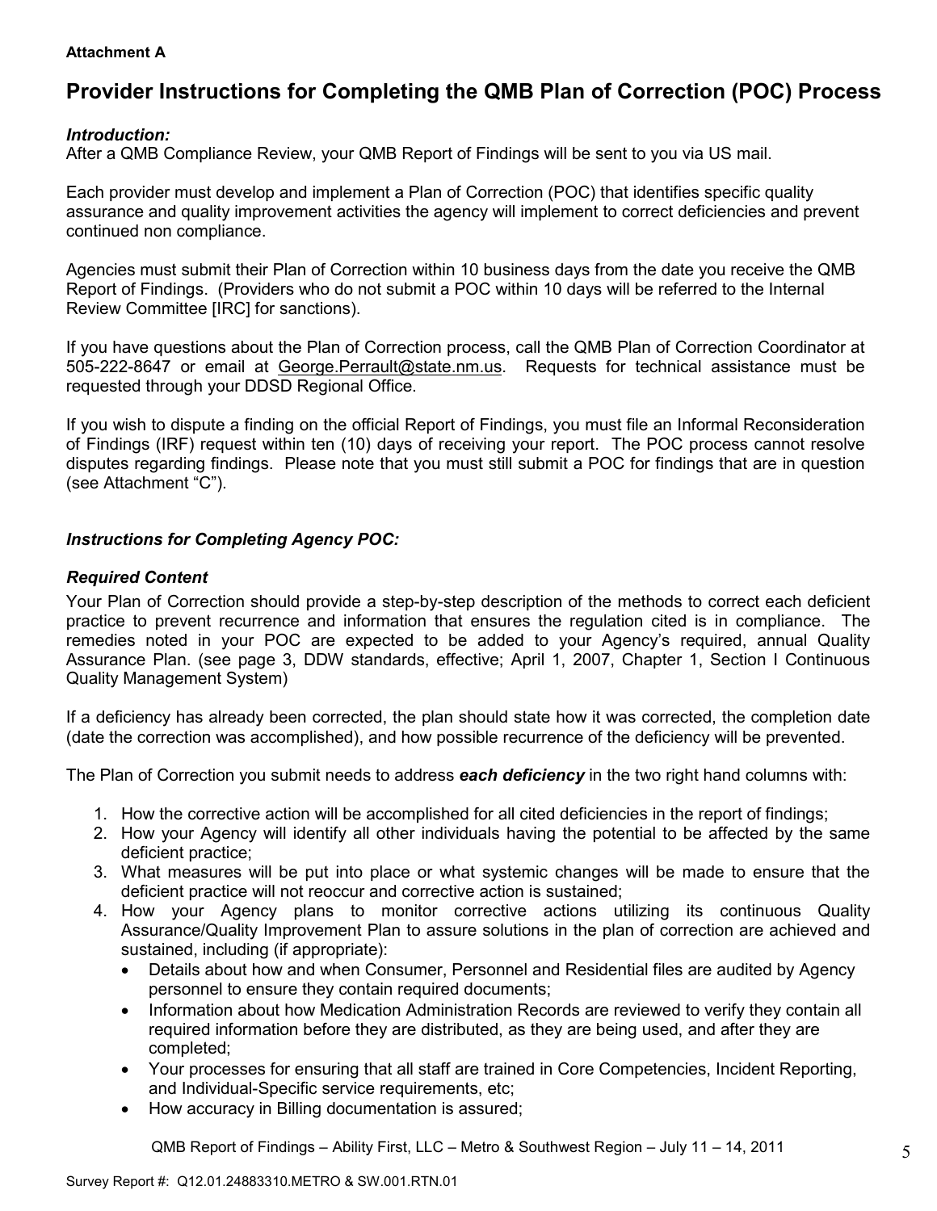**Attachment A**

# Provider Instructions for Completing the QMB Plan of Correction (POC) Process

### *Introduction:*

After a QMB Compliance Review, your QMB Report of Findings will be sent to you via US mail.

Each provider must develop and implement a Plan of Correction (POC) that identifies specific quality assurance and quality improvement activities the agency will implement to correct deficiencies and prevent continued non compliance.

Agencies must submit their Plan of Correction within 10 business days from the date you receive the QMB Report of Findings. (Providers who do not submit a POC within 10 days will be referred to the Internal Review Committee [IRC] for sanctions).

If you have questions about the Plan of Correction process, call the QMB Plan of Correction Coordinator at 505-222-8647 or email at George.Perrault@state.nm.us. Requests for technical assistance must be requested through your DDSD Regional Office.

If you wish to dispute a finding on the official Report of Findings, you must file an Informal Reconsideration of Findings (IRF) request within ten (10) days of receiving your report. The POC process cannot resolve disputes regarding findings. Please note that you must still submit a POC for findings that are in question (see Attachment "C").

### *Instructions for Completing Agency POC:*

### *Required Content*

Your Plan of Correction should provide a step-by-step description of the methods to correct each deficient practice to prevent recurrence and information that ensures the regulation cited is in compliance. The remedies noted in your POC are expected to be added to your Agency's required, annual Quality Assurance Plan. (see page 3, DDW standards, effective; April 1, 2007, Chapter 1, Section I Continuous Quality Management System)

If a deficiency has already been corrected, the plan should state how it was corrected, the completion date (date the correction was accomplished), and how possible recurrence of the deficiency will be prevented.

The Plan of Correction you submit needs to address ***each deficiency*** in the two right hand columns with:

1. How the corrective action will be accomplished for all cited deficiencies in the report of findings;
2. How your Agency will identify all other individuals having the potential to be affected by the same deficient practice;
3. What measures will be put into place or what systemic changes will be made to ensure that the deficient practice will not reoccur and corrective action is sustained;
4. How your Agency plans to monitor corrective actions utilizing its continuous Quality Assurance/Quality Improvement Plan to assure solutions in the plan of correction are achieved and sustained, including (if appropriate):
   - Details about how and when Consumer, Personnel and Residential files are audited by Agency personnel to ensure they contain required documents;
   - Information about how Medication Administration Records are reviewed to verify they contain all required information before they are distributed, as they are being used, and after they are completed;
   - Your processes for ensuring that all staff are trained in Core Competencies, Incident Reporting, and Individual-Specific service requirements, etc;
   - How accuracy in Billing documentation is assured;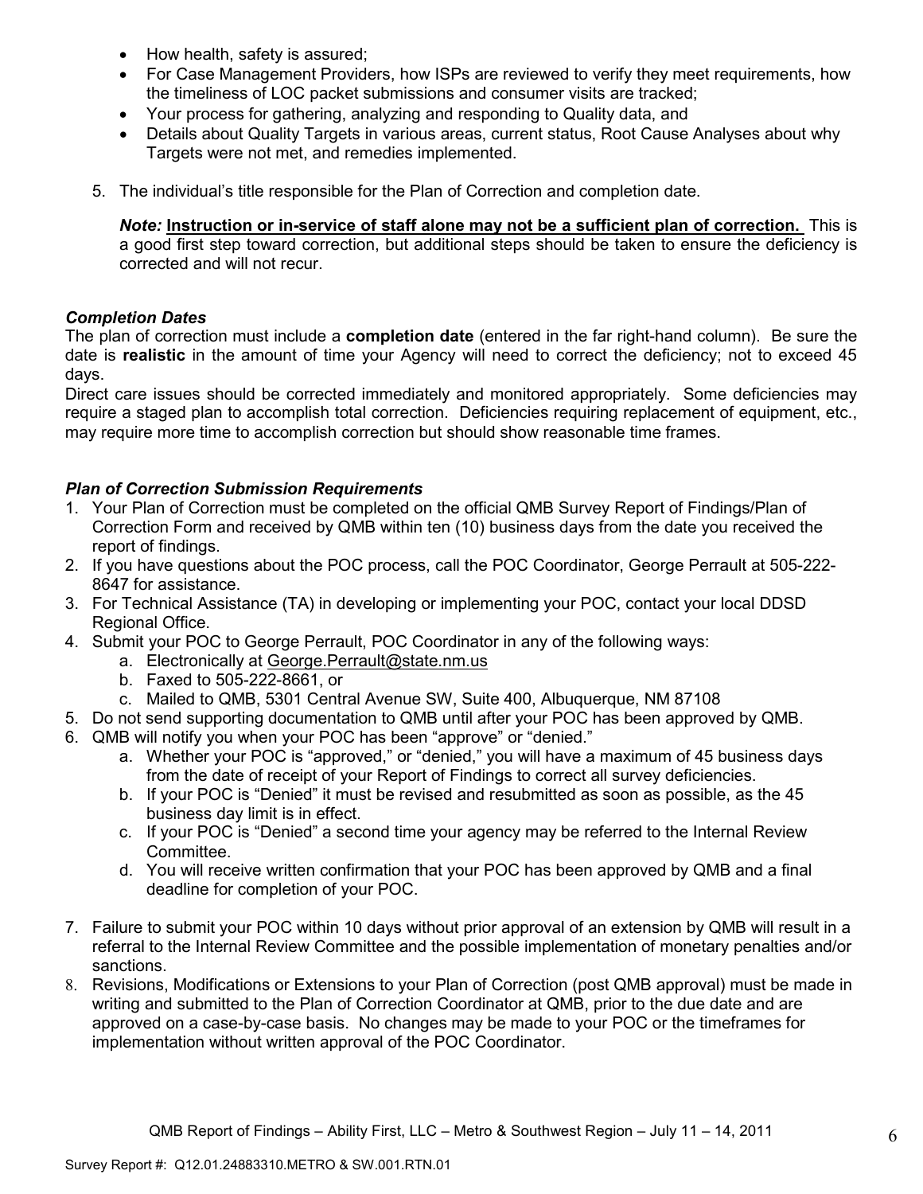- How health, safety is assured;
- For Case Management Providers, how ISPs are reviewed to verify they meet requirements, how the timeliness of LOC packet submissions and consumer visits are tracked;
- Your process for gathering, analyzing and responding to Quality data, and
- Details about Quality Targets in various areas, current status, Root Cause Analyses about why Targets were not met, and remedies implemented.

5. The individual's title responsible for the Plan of Correction and completion date.

   ***Note:*** **Instruction or in-service of staff alone may not be a sufficient plan of correction.** This is a good first step toward correction, but additional steps should be taken to ensure the deficiency is corrected and will not recur.

***Completion Dates***

The plan of correction must include a **completion date** (entered in the far right-hand column). Be sure the date is **realistic** in the amount of time your Agency will need to correct the deficiency; not to exceed 45 days.

Direct care issues should be corrected immediately and monitored appropriately. Some deficiencies may require a staged plan to accomplish total correction. Deficiencies requiring replacement of equipment, etc., may require more time to accomplish correction but should show reasonable time frames.

***Plan of Correction Submission Requirements***

1. Your Plan of Correction must be completed on the official QMB Survey Report of Findings/Plan of Correction Form and received by QMB within ten (10) business days from the date you received the report of findings.
2. If you have questions about the POC process, call the POC Coordinator, George Perrault at 505-222-8647 for assistance.
3. For Technical Assistance (TA) in developing or implementing your POC, contact your local DDSD Regional Office.
4. Submit your POC to George Perrault, POC Coordinator in any of the following ways:
   a. Electronically at George.Perrault@state.nm.us
   b. Faxed to 505-222-8661, or
   c. Mailed to QMB, 5301 Central Avenue SW, Suite 400, Albuquerque, NM 87108
5. Do not send supporting documentation to QMB until after your POC has been approved by QMB.
6. QMB will notify you when your POC has been "approve" or "denied."
   a. Whether your POC is "approved," or "denied," you will have a maximum of 45 business days from the date of receipt of your Report of Findings to correct all survey deficiencies.
   b. If your POC is "Denied" it must be revised and resubmitted as soon as possible, as the 45 business day limit is in effect.
   c. If your POC is "Denied" a second time your agency may be referred to the Internal Review Committee.
   d. You will receive written confirmation that your POC has been approved by QMB and a final deadline for completion of your POC.
7. Failure to submit your POC within 10 days without prior approval of an extension by QMB will result in a referral to the Internal Review Committee and the possible implementation of monetary penalties and/or sanctions.
8. Revisions, Modifications or Extensions to your Plan of Correction (post QMB approval) must be made in writing and submitted to the Plan of Correction Coordinator at QMB, prior to the due date and are approved on a case-by-case basis. No changes may be made to your POC or the timeframes for implementation without written approval of the POC Coordinator.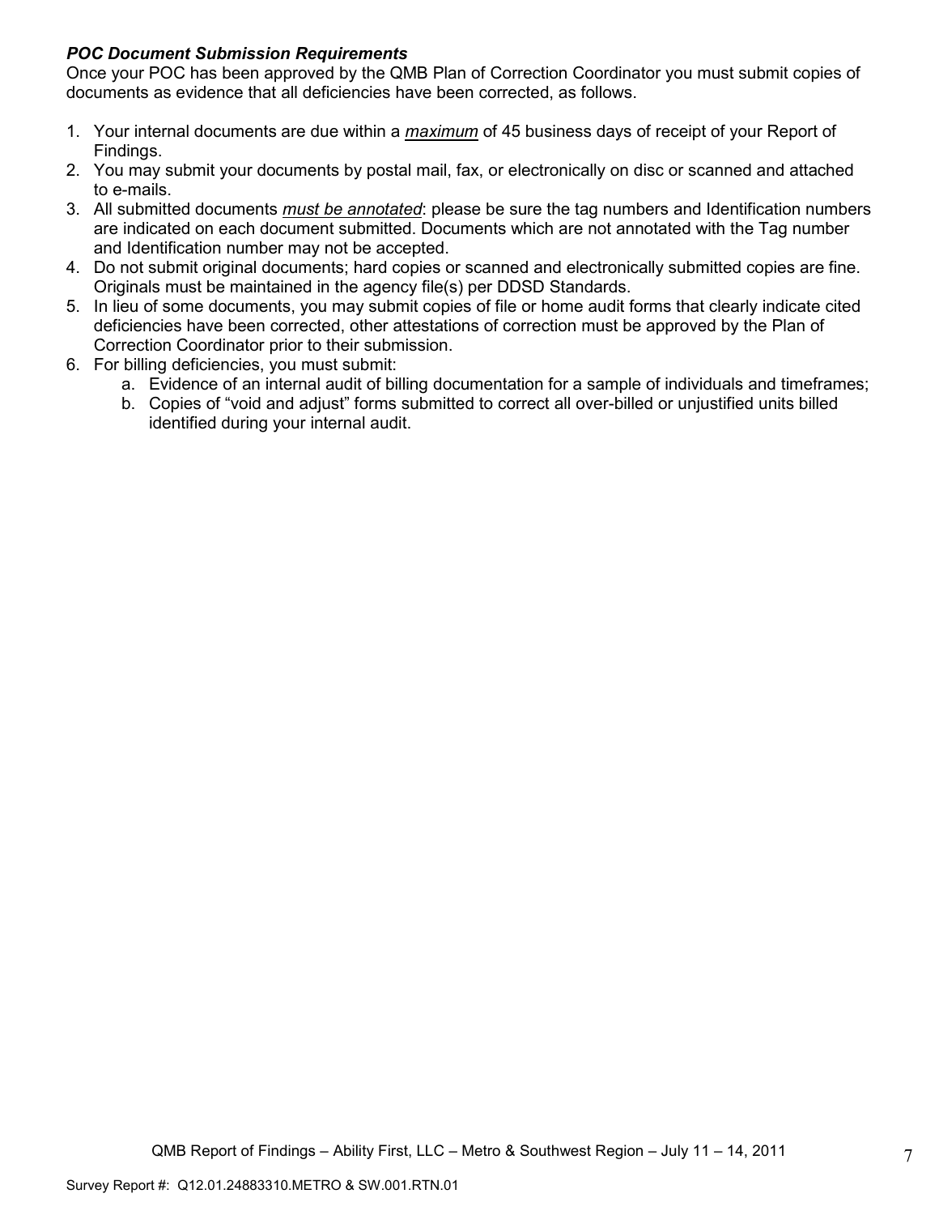***POC Document Submission Requirements***

Once your POC has been approved by the QMB Plan of Correction Coordinator you must submit copies of documents as evidence that all deficiencies have been corrected, as follows.

1. Your internal documents are due within a ***maximum*** of 45 business days of receipt of your Report of Findings.
2. You may submit your documents by postal mail, fax, or electronically on disc or scanned and attached to e-mails.
3. All submitted documents *must be annotated*: please be sure the tag numbers and Identification numbers are indicated on each document submitted. Documents which are not annotated with the Tag number and Identification number may not be accepted.
4. Do not submit original documents; hard copies or scanned and electronically submitted copies are fine. Originals must be maintained in the agency file(s) per DDSD Standards.
5. In lieu of some documents, you may submit copies of file or home audit forms that clearly indicate cited deficiencies have been corrected, other attestations of correction must be approved by the Plan of Correction Coordinator prior to their submission.
6. For billing deficiencies, you must submit:
   a. Evidence of an internal audit of billing documentation for a sample of individuals and timeframes;
   b. Copies of "void and adjust" forms submitted to correct all over-billed or unjustified units billed identified during your internal audit.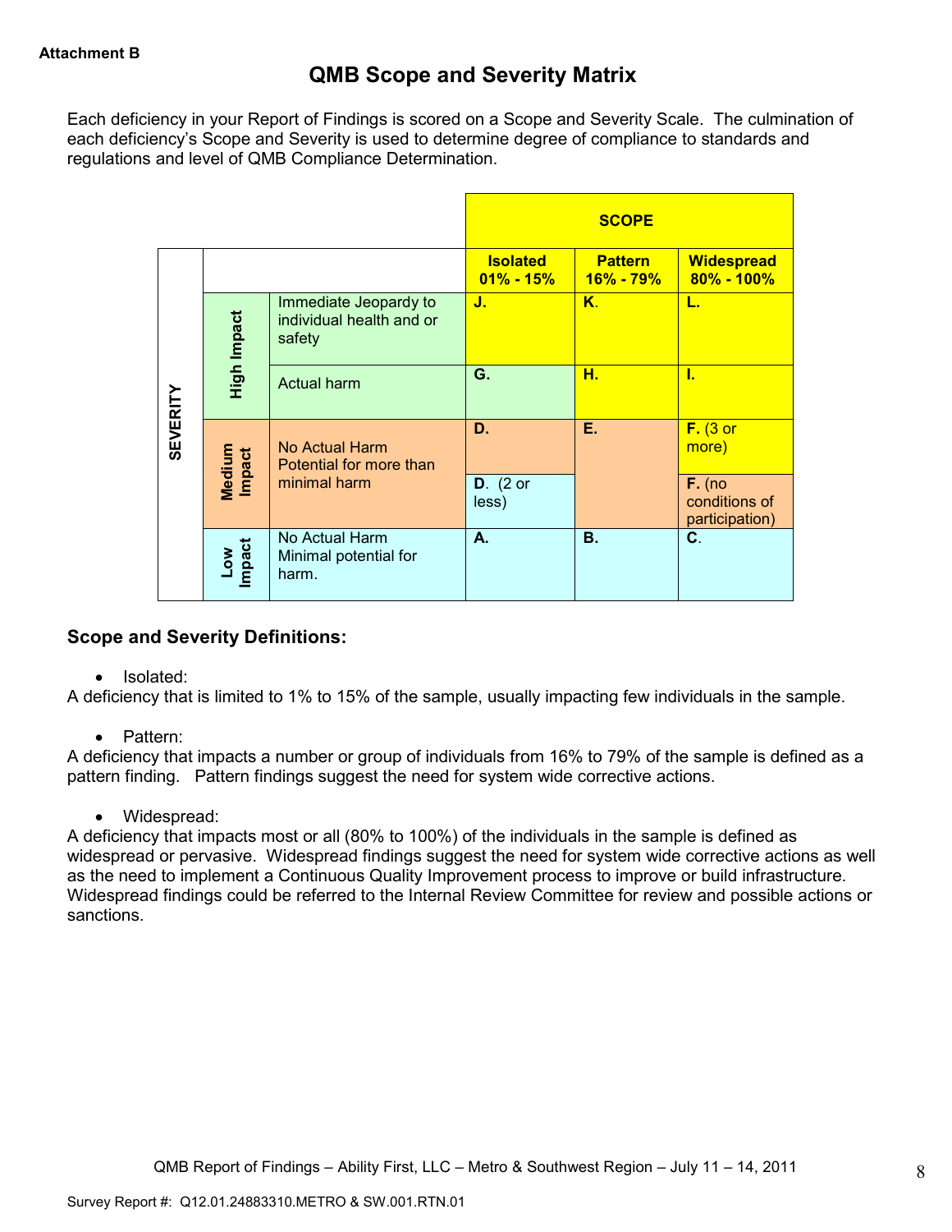**Attachment B**

# QMB Scope and Severity Matrix

Each deficiency in your Report of Findings is scored on a Scope and Severity Scale. The culmination of each deficiency's Scope and Severity is used to determine degree of compliance to standards and regulations and level of QMB Compliance Determination.

| | | | SCOPE | | |
|---|---|---|---|---|---|
| SEVERITY | | | **Isolated 01% - 15%** | **Pattern 16% - 79%** | **Widespread 80% - 100%** |
| | High Impact | Immediate Jeopardy to individual health and or safety | **J.** | **K.** | **L.** |
| | High Impact | Actual harm | **G.** | **H.** | **I.** |
| | Medium Impact | No Actual Harm Potential for more than minimal harm | **D.** | **E.** | **F.** (3 or more) |
| | Medium Impact | | **D.** (2 or less) | | **F.** (no conditions of participation) |
| | Low Impact | No Actual Harm Minimal potential for harm. | **A.** | **B.** | **C.** |

### Scope and Severity Definitions:

- Isolated:

A deficiency that is limited to 1% to 15% of the sample, usually impacting few individuals in the sample.

- Pattern:

A deficiency that impacts a number or group of individuals from 16% to 79% of the sample is defined as a pattern finding. Pattern findings suggest the need for system wide corrective actions.

- Widespread:

A deficiency that impacts most or all (80% to 100%) of the individuals in the sample is defined as widespread or pervasive. Widespread findings suggest the need for system wide corrective actions as well as the need to implement a Continuous Quality Improvement process to improve or build infrastructure. Widespread findings could be referred to the Internal Review Committee for review and possible actions or sanctions.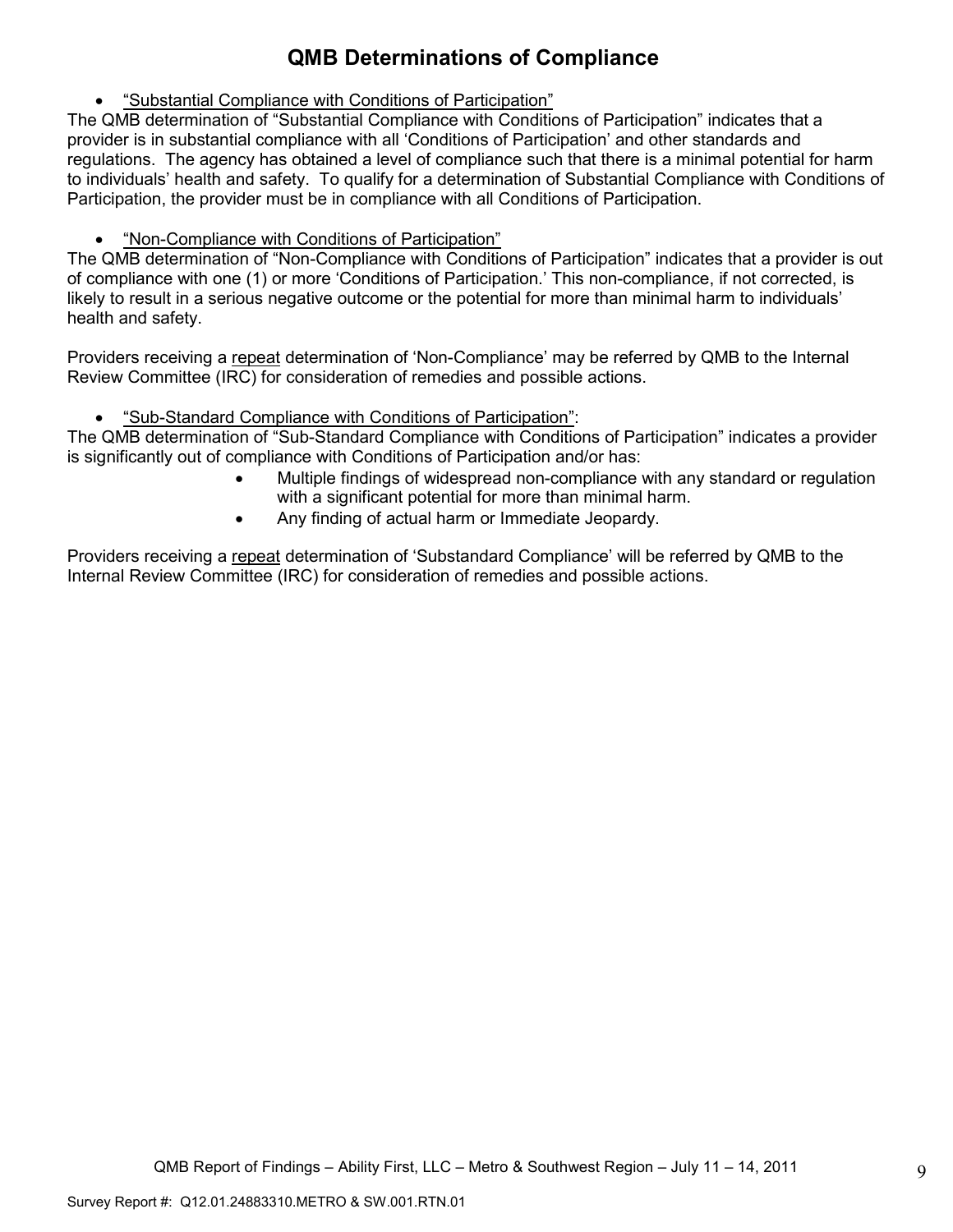# QMB Determinations of Compliance

- "Substantial Compliance with Conditions of Participation"

The QMB determination of "Substantial Compliance with Conditions of Participation" indicates that a provider is in substantial compliance with all 'Conditions of Participation' and other standards and regulations. The agency has obtained a level of compliance such that there is a minimal potential for harm to individuals' health and safety. To qualify for a determination of Substantial Compliance with Conditions of Participation, the provider must be in compliance with all Conditions of Participation.

- "Non-Compliance with Conditions of Participation"

The QMB determination of "Non-Compliance with Conditions of Participation" indicates that a provider is out of compliance with one (1) or more 'Conditions of Participation.' This non-compliance, if not corrected, is likely to result in a serious negative outcome or the potential for more than minimal harm to individuals' health and safety.

Providers receiving a repeat determination of 'Non-Compliance' may be referred by QMB to the Internal Review Committee (IRC) for consideration of remedies and possible actions.

- "Sub-Standard Compliance with Conditions of Participation":

The QMB determination of "Sub-Standard Compliance with Conditions of Participation" indicates a provider is significantly out of compliance with Conditions of Participation and/or has:

- Multiple findings of widespread non-compliance with any standard or regulation with a significant potential for more than minimal harm.
- Any finding of actual harm or Immediate Jeopardy.

Providers receiving a repeat determination of 'Substandard Compliance' will be referred by QMB to the Internal Review Committee (IRC) for consideration of remedies and possible actions.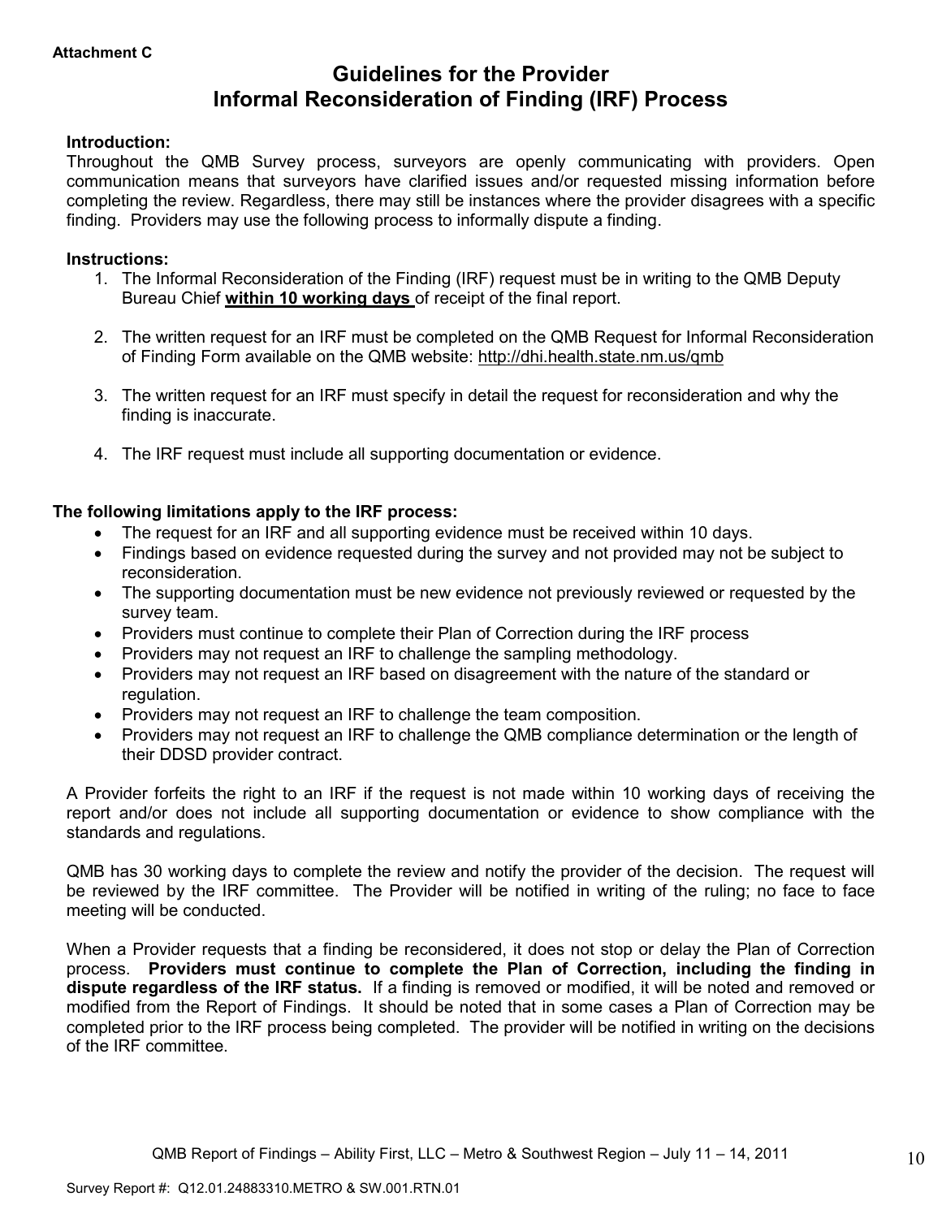**Attachment C**

# Guidelines for the Provider
# Informal Reconsideration of Finding (IRF) Process

**Introduction:**
Throughout the QMB Survey process, surveyors are openly communicating with providers. Open communication means that surveyors have clarified issues and/or requested missing information before completing the review. Regardless, there may still be instances where the provider disagrees with a specific finding. Providers may use the following process to informally dispute a finding.

**Instructions:**

1. The Informal Reconsideration of the Finding (IRF) request must be in writing to the QMB Deputy Bureau Chief **within 10 working days** of receipt of the final report.

2. The written request for an IRF must be completed on the QMB Request for Informal Reconsideration of Finding Form available on the QMB website: http://dhi.health.state.nm.us/qmb

3. The written request for an IRF must specify in detail the request for reconsideration and why the finding is inaccurate.

4. The IRF request must include all supporting documentation or evidence.

**The following limitations apply to the IRF process:**

- The request for an IRF and all supporting evidence must be received within 10 days.
- Findings based on evidence requested during the survey and not provided may not be subject to reconsideration.
- The supporting documentation must be new evidence not previously reviewed or requested by the survey team.
- Providers must continue to complete their Plan of Correction during the IRF process
- Providers may not request an IRF to challenge the sampling methodology.
- Providers may not request an IRF based on disagreement with the nature of the standard or regulation.
- Providers may not request an IRF to challenge the team composition.
- Providers may not request an IRF to challenge the QMB compliance determination or the length of their DDSD provider contract.

A Provider forfeits the right to an IRF if the request is not made within 10 working days of receiving the report and/or does not include all supporting documentation or evidence to show compliance with the standards and regulations.

QMB has 30 working days to complete the review and notify the provider of the decision. The request will be reviewed by the IRF committee. The Provider will be notified in writing of the ruling; no face to face meeting will be conducted.

When a Provider requests that a finding be reconsidered, it does not stop or delay the Plan of Correction process. **Providers must continue to complete the Plan of Correction, including the finding in dispute regardless of the IRF status.** If a finding is removed or modified, it will be noted and removed or modified from the Report of Findings. It should be noted that in some cases a Plan of Correction may be completed prior to the IRF process being completed. The provider will be notified in writing on the decisions of the IRF committee.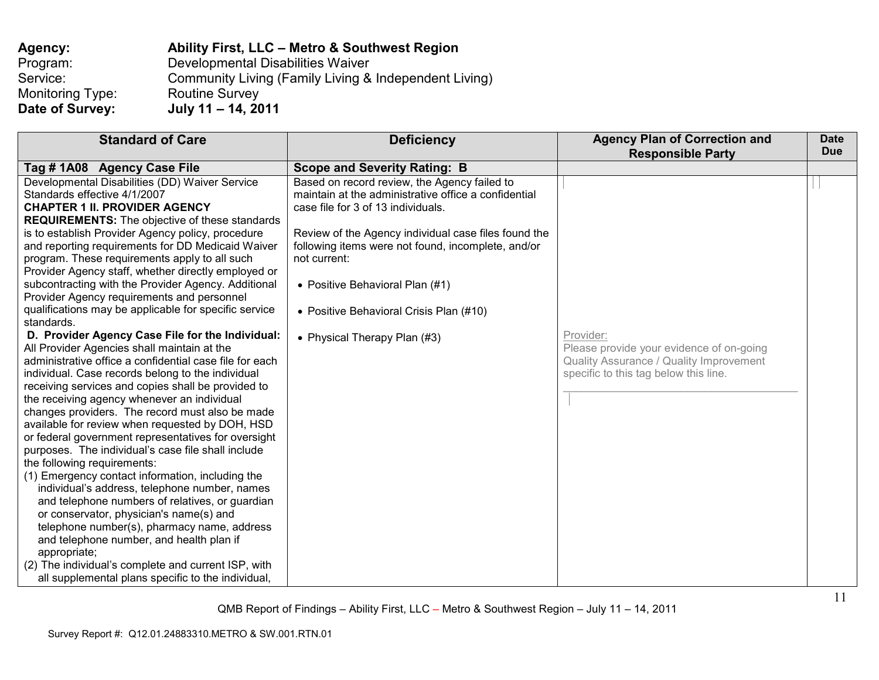**Agency:** **Ability First, LLC – Metro & Southwest Region**
Program: Developmental Disabilities Waiver
Service: Community Living (Family Living & Independent Living)
Monitoring Type: Routine Survey
**Date of Survey:** **July 11 – 14, 2011**

| Standard of Care | Deficiency | Agency Plan of Correction and Responsible Party | Date Due |
|---|---|---|---|
| **Tag # 1A08 Agency Case File** | **Scope and Severity Rating: B** | | |
| Developmental Disabilities (DD) Waiver Service Standards effective 4/1/2007<br>**CHAPTER 1 II. PROVIDER AGENCY REQUIREMENTS:** The objective of these standards is to establish Provider Agency policy, procedure and reporting requirements for DD Medicaid Waiver program. These requirements apply to all such Provider Agency staff, whether directly employed or subcontracting with the Provider Agency. Additional Provider Agency requirements and personnel qualifications may be applicable for specific service standards.<br>**D. Provider Agency Case File for the Individual:** All Provider Agencies shall maintain at the administrative office a confidential case file for each individual. Case records belong to the individual receiving services and copies shall be provided to the receiving agency whenever an individual changes providers. The record must also be made available for review when requested by DOH, HSD or federal government representatives for oversight purposes. The individual's case file shall include the following requirements:<br>(1) Emergency contact information, including the individual's address, telephone number, names and telephone numbers of relatives, or guardian or conservator, physician's name(s) and telephone number(s), pharmacy name, address and telephone number, and health plan if appropriate;<br>(2) The individual's complete and current ISP, with all supplemental plans specific to the individual, | Based on record review, the Agency failed to maintain at the administrative office a confidential case file for 3 of 13 individuals.<br><br>Review of the Agency individual case files found the following items were not found, incomplete, and/or not current:<br><br>• Positive Behavioral Plan (#1)<br><br>• Positive Behavioral Crisis Plan (#10)<br><br>• Physical Therapy Plan (#3) | Provider:<br>Please provide your evidence of on-going Quality Assurance / Quality Improvement specific to this tag below this line.<br>\_\_\_\_\_\_\_\_\_\_\_\_\_\_\_\_\_\_\_\_\_\_\_\_\_\_\_\_\_\_\_\_\_\_\_\_\_\_ | |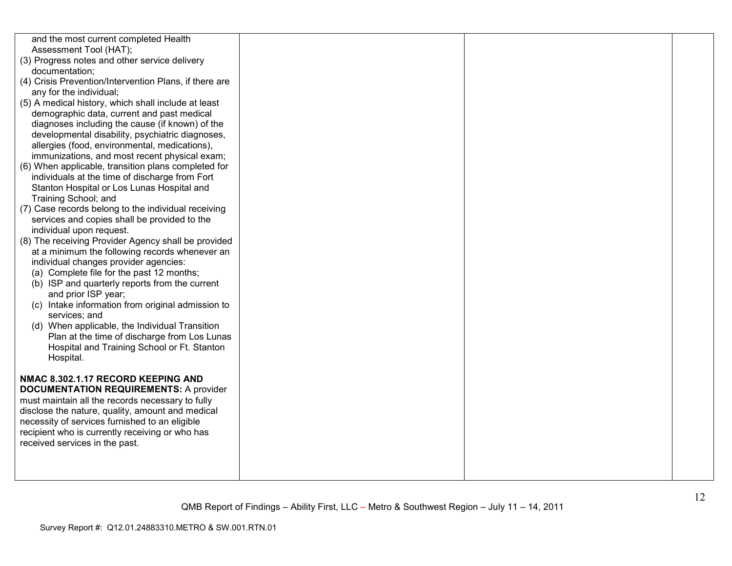| | | | |
|---|---|---|---|
| and the most current completed Health Assessment Tool (HAT);<br>(3) Progress notes and other service delivery documentation;<br>(4) Crisis Prevention/Intervention Plans, if there are any for the individual;<br>(5) A medical history, which shall include at least demographic data, current and past medical diagnoses including the cause (if known) of the developmental disability, psychiatric diagnoses, allergies (food, environmental, medications), immunizations, and most recent physical exam;<br>(6) When applicable, transition plans completed for individuals at the time of discharge from Fort Stanton Hospital or Los Lunas Hospital and Training School; and<br>(7) Case records belong to the individual receiving services and copies shall be provided to the individual upon request.<br>(8) The receiving Provider Agency shall be provided at a minimum the following records whenever an individual changes provider agencies:<br>(a) Complete file for the past 12 months;<br>(b) ISP and quarterly reports from the current and prior ISP year;<br>(c) Intake information from original admission to services; and<br>(d) When applicable, the Individual Transition Plan at the time of discharge from Los Lunas Hospital and Training School or Ft. Stanton Hospital.<br><br>**NMAC 8.302.1.17 RECORD KEEPING AND DOCUMENTATION REQUIREMENTS:** A provider must maintain all the records necessary to fully disclose the nature, quality, amount and medical necessity of services furnished to an eligible recipient who is currently receiving or who has received services in the past. | | | |

QMB Report of Findings – Ability First, LLC – Metro & Southwest Region – July 11 – 14, 2011

Survey Report #: Q12.01.24883310.METRO & SW.001.RTN.01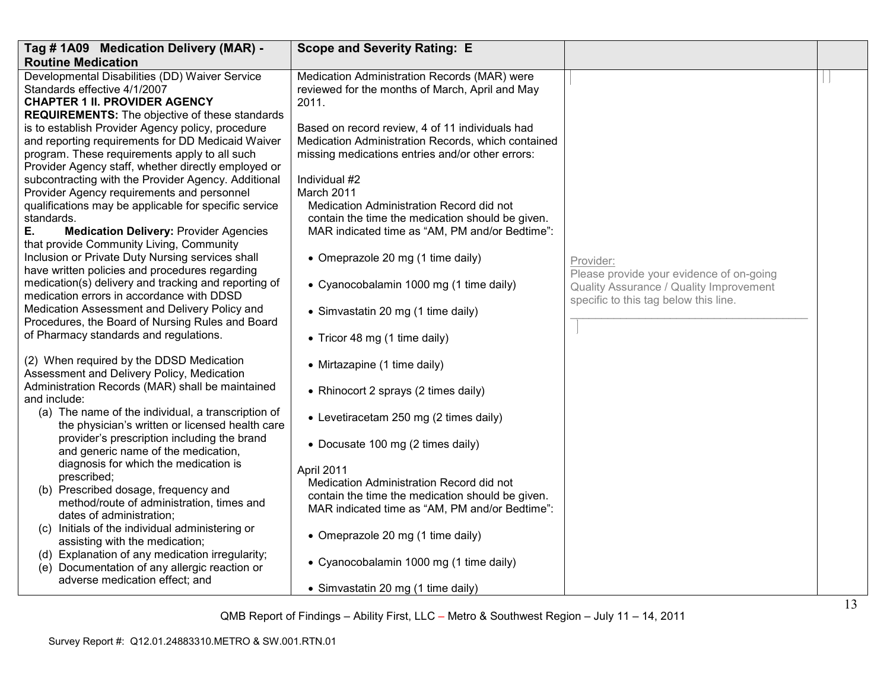| Tag # 1A09 Medication Delivery (MAR) - Routine Medication | Scope and Severity Rating: E | | |
|---|---|---|---|
| Developmental Disabilities (DD) Waiver Service Standards effective 4/1/2007<br>**CHAPTER 1 II. PROVIDER AGENCY REQUIREMENTS:** The objective of these standards is to establish Provider Agency policy, procedure and reporting requirements for DD Medicaid Waiver program. These requirements apply to all such Provider Agency staff, whether directly employed or subcontracting with the Provider Agency. Additional Provider Agency requirements and personnel qualifications may be applicable for specific service standards.<br>**E. Medication Delivery:** Provider Agencies that provide Community Living, Community Inclusion or Private Duty Nursing services shall have written policies and procedures regarding medication(s) delivery and tracking and reporting of medication errors in accordance with DDSD Medication Assessment and Delivery Policy and Procedures, the Board of Nursing Rules and Board of Pharmacy standards and regulations.<br><br>(2) When required by the DDSD Medication Assessment and Delivery Policy, Medication Administration Records (MAR) shall be maintained and include:<br>(a) The name of the individual, a transcription of the physician's written or licensed health care provider's prescription including the brand and generic name of the medication, diagnosis for which the medication is prescribed;<br>(b) Prescribed dosage, frequency and method/route of administration, times and dates of administration;<br>(c) Initials of the individual administering or assisting with the medication;<br>(d) Explanation of any medication irregularity;<br>(e) Documentation of any allergic reaction or adverse medication effect; and | Medication Administration Records (MAR) were reviewed for the months of March, April and May 2011.<br><br>Based on record review, 4 of 11 individuals had Medication Administration Records, which contained missing medications entries and/or other errors:<br><br>Individual #2<br>March 2011<br>Medication Administration Record did not contain the time the medication should be given. MAR indicated time as "AM, PM and/or Bedtime":<br>• Omeprazole 20 mg (1 time daily)<br>• Cyanocobalamin 1000 mg (1 time daily)<br>• Simvastatin 20 mg (1 time daily)<br>• Tricor 48 mg (1 time daily)<br>• Mirtazapine (1 time daily)<br>• Rhinocort 2 sprays (2 times daily)<br>• Levetiracetam 250 mg (2 times daily)<br>• Docusate 100 mg (2 times daily)<br><br>April 2011<br>Medication Administration Record did not contain the time the medication should be given. MAR indicated time as "AM, PM and/or Bedtime":<br>• Omeprazole 20 mg (1 time daily)<br>• Cyanocobalamin 1000 mg (1 time daily)<br>• Simvastatin 20 mg (1 time daily) | Provider:<br>Please provide your evidence of on-going Quality Assurance / Quality Improvement specific to this tag below this line.<br>______________________________________ | |

QMB Report of Findings – Ability First, LLC – Metro & Southwest Region – July 11 – 14, 2011

Survey Report #: Q12.01.24883310.METRO & SW.001.RTN.01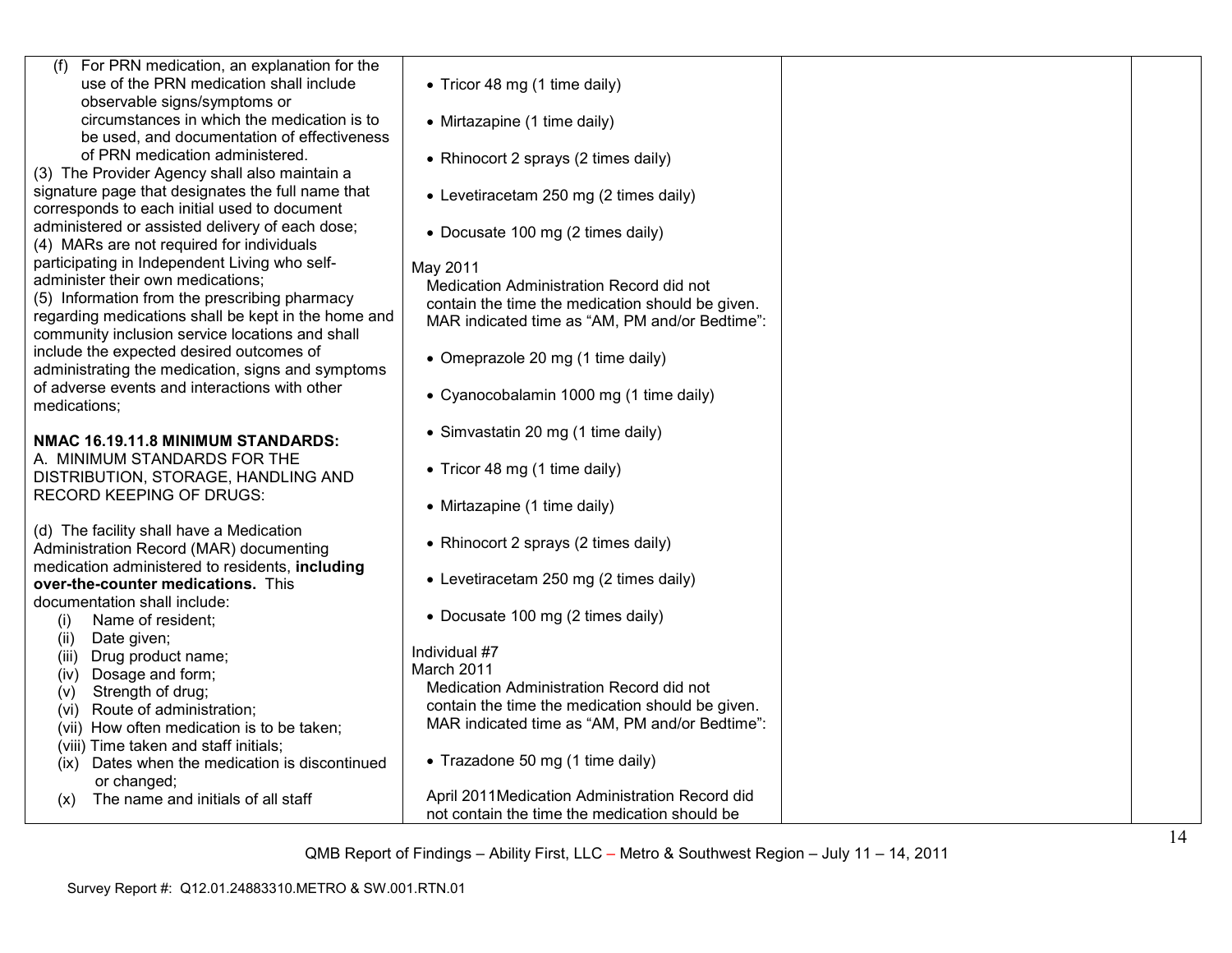| | | | |
|---|---|---|---|
| (f) For PRN medication, an explanation for the use of the PRN medication shall include observable signs/symptoms or circumstances in which the medication is to be used, and documentation of effectiveness of PRN medication administered.<br>(3) The Provider Agency shall also maintain a signature page that designates the full name that corresponds to each initial used to document administered or assisted delivery of each dose;<br>(4) MARs are not required for individuals participating in Independent Living who self-administer their own medications;<br>(5) Information from the prescribing pharmacy regarding medications shall be kept in the home and community inclusion service locations and shall include the expected desired outcomes of administrating the medication, signs and symptoms of adverse events and interactions with other medications;<br><br>**NMAC 16.19.11.8 MINIMUM STANDARDS:**<br>A. MINIMUM STANDARDS FOR THE DISTRIBUTION, STORAGE, HANDLING AND RECORD KEEPING OF DRUGS:<br><br>(d) The facility shall have a Medication Administration Record (MAR) documenting medication administered to residents, **including over-the-counter medications.** This documentation shall include:<br>(i) Name of resident;<br>(ii) Date given;<br>(iii) Drug product name;<br>(iv) Dosage and form;<br>(v) Strength of drug;<br>(vi) Route of administration;<br>(vii) How often medication is to be taken;<br>(viii) Time taken and staff initials;<br>(ix) Dates when the medication is discontinued or changed;<br>(x) The name and initials of all staff | • Tricor 48 mg (1 time daily)<br>• Mirtazapine (1 time daily)<br>• Rhinocort 2 sprays (2 times daily)<br>• Levetiracetam 250 mg (2 times daily)<br>• Docusate 100 mg (2 times daily)<br><br>May 2011<br>Medication Administration Record did not contain the time the medication should be given. MAR indicated time as "AM, PM and/or Bedtime":<br>• Omeprazole 20 mg (1 time daily)<br>• Cyanocobalamin 1000 mg (1 time daily)<br>• Simvastatin 20 mg (1 time daily)<br>• Tricor 48 mg (1 time daily)<br>• Mirtazapine (1 time daily)<br>• Rhinocort 2 sprays (2 times daily)<br>• Levetiracetam 250 mg (2 times daily)<br>• Docusate 100 mg (2 times daily)<br><br>Individual #7<br>March 2011<br>Medication Administration Record did not contain the time the medication should be given. MAR indicated time as "AM, PM and/or Bedtime":<br>• Trazadone 50 mg (1 time daily)<br><br>April 2011Medication Administration Record did not contain the time the medication should be | | |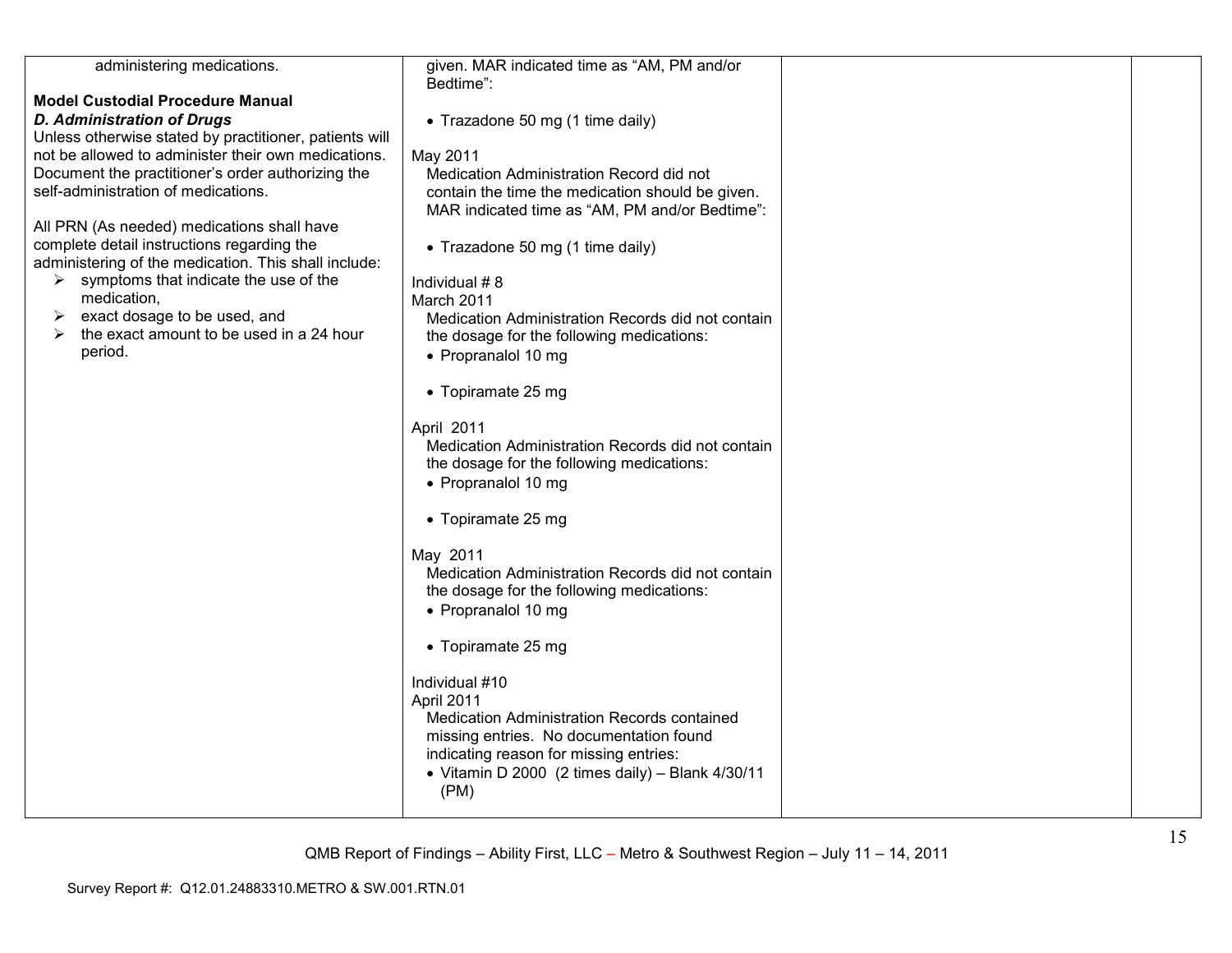| | | | |
|---|---|---|---|
| administering medications.<br><br>**Model Custodial Procedure Manual**<br>***D. Administration of Drugs***<br>Unless otherwise stated by practitioner, patients will not be allowed to administer their own medications. Document the practitioner's order authorizing the self-administration of medications.<br><br>All PRN (As needed) medications shall have complete detail instructions regarding the administering of the medication. This shall include:<br>➢ symptoms that indicate the use of the medication,<br>➢ exact dosage to be used, and<br>➢ the exact amount to be used in a 24 hour period. | given. MAR indicated time as "AM, PM and/or Bedtime":<br><br>• Trazadone 50 mg (1 time daily)<br><br>May 2011<br>Medication Administration Record did not contain the time the medication should be given. MAR indicated time as "AM, PM and/or Bedtime":<br><br>• Trazadone 50 mg (1 time daily)<br><br>Individual # 8<br>March 2011<br>Medication Administration Records did not contain the dosage for the following medications:<br>• Propranalol 10 mg<br><br>• Topiramate 25 mg<br><br>April 2011<br>Medication Administration Records did not contain the dosage for the following medications:<br>• Propranalol 10 mg<br><br>• Topiramate 25 mg<br><br>May 2011<br>Medication Administration Records did not contain the dosage for the following medications:<br>• Propranalol 10 mg<br><br>• Topiramate 25 mg<br><br>Individual #10<br>April 2011<br>Medication Administration Records contained missing entries. No documentation found indicating reason for missing entries:<br>• Vitamin D 2000 (2 times daily) – Blank 4/30/11 (PM) | | |

QMB Report of Findings – Ability First, LLC – Metro & Southwest Region – July 11 – 14, 2011

Survey Report #: Q12.01.24883310.METRO & SW.001.RTN.01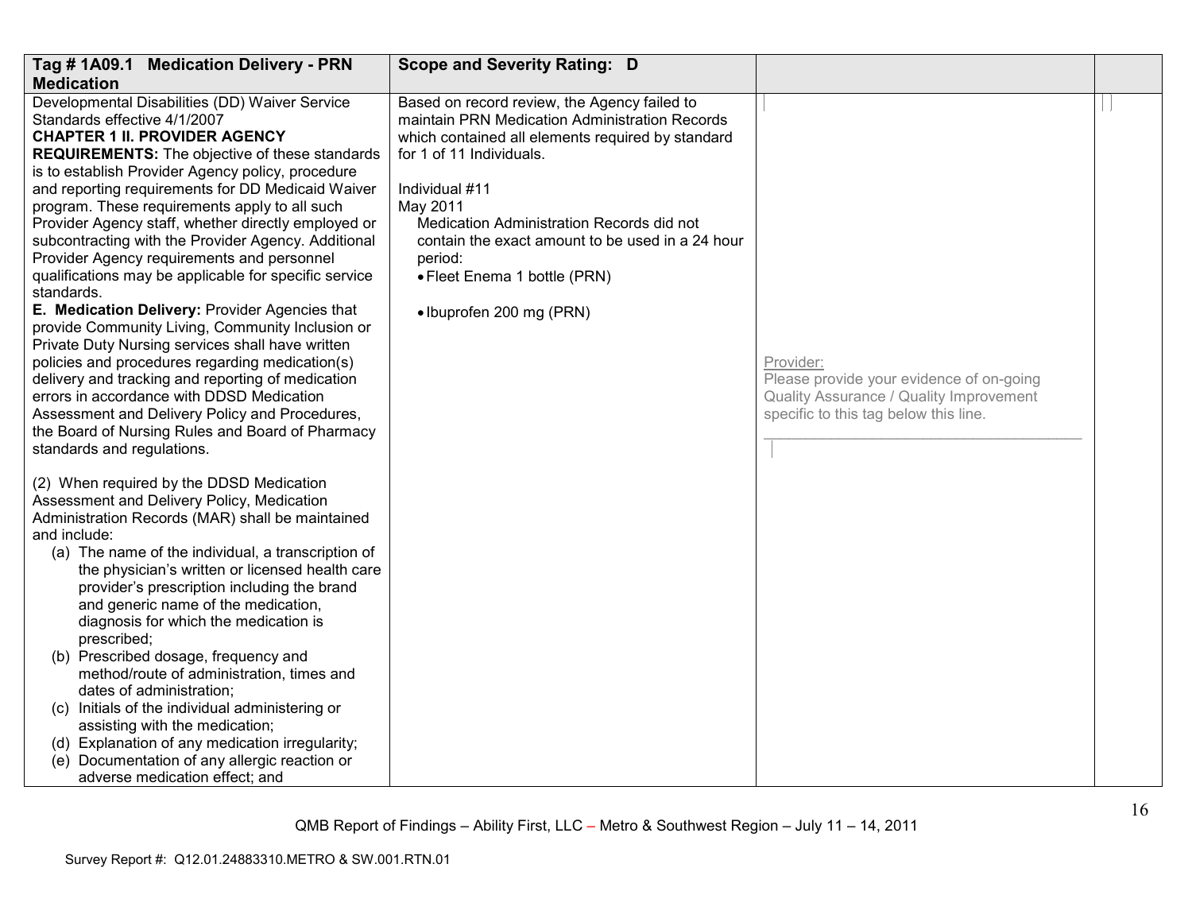| Tag # 1A09.1 Medication Delivery - PRN Medication | Scope and Severity Rating: D | | |
|---|---|---|---|
| Developmental Disabilities (DD) Waiver Service Standards effective 4/1/2007<br>**CHAPTER 1 II. PROVIDER AGENCY REQUIREMENTS:** The objective of these standards is to establish Provider Agency policy, procedure and reporting requirements for DD Medicaid Waiver program. These requirements apply to all such Provider Agency staff, whether directly employed or subcontracting with the Provider Agency. Additional Provider Agency requirements and personnel qualifications may be applicable for specific service standards.<br>**E. Medication Delivery:** Provider Agencies that provide Community Living, Community Inclusion or Private Duty Nursing services shall have written policies and procedures regarding medication(s) delivery and tracking and reporting of medication errors in accordance with DDSD Medication Assessment and Delivery Policy and Procedures, the Board of Nursing Rules and Board of Pharmacy standards and regulations.<br><br>(2) When required by the DDSD Medication Assessment and Delivery Policy, Medication Administration Records (MAR) shall be maintained and include:<br>(a) The name of the individual, a transcription of the physician's written or licensed health care provider's prescription including the brand and generic name of the medication, diagnosis for which the medication is prescribed;<br>(b) Prescribed dosage, frequency and method/route of administration, times and dates of administration;<br>(c) Initials of the individual administering or assisting with the medication;<br>(d) Explanation of any medication irregularity;<br>(e) Documentation of any allergic reaction or adverse medication effect; and | Based on record review, the Agency failed to maintain PRN Medication Administration Records which contained all elements required by standard for 1 of 11 Individuals.<br><br>Individual #11<br>May 2011<br>Medication Administration Records did not contain the exact amount to be used in a 24 hour period:<br>• Fleet Enema 1 bottle (PRN)<br><br>• Ibuprofen 200 mg (PRN) | Provider:<br>Please provide your evidence of on-going Quality Assurance / Quality Improvement specific to this tag below this line.<br>_______________________________________ | |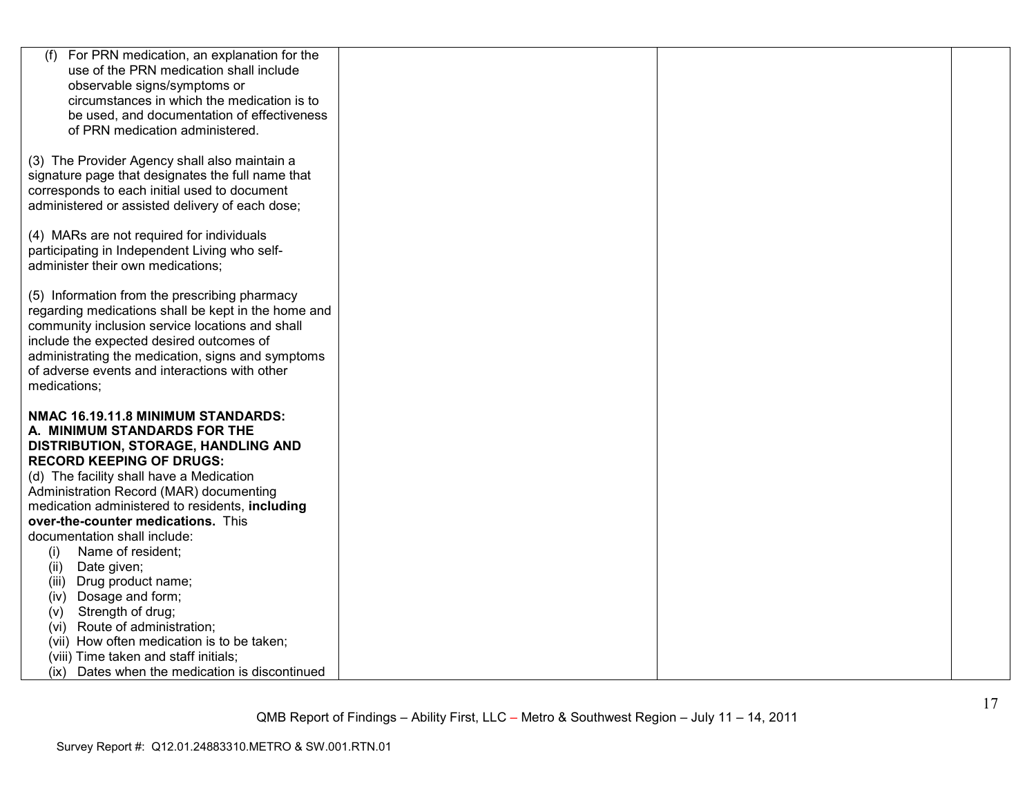| | | | |
|---|---|---|---|
| (f) For PRN medication, an explanation for the use of the PRN medication shall include observable signs/symptoms or circumstances in which the medication is to be used, and documentation of effectiveness of PRN medication administered.<br><br>(3) The Provider Agency shall also maintain a signature page that designates the full name that corresponds to each initial used to document administered or assisted delivery of each dose;<br><br>(4) MARs are not required for individuals participating in Independent Living who self-administer their own medications;<br><br>(5) Information from the prescribing pharmacy regarding medications shall be kept in the home and community inclusion service locations and shall include the expected desired outcomes of administrating the medication, signs and symptoms of adverse events and interactions with other medications;<br><br>**NMAC 16.19.11.8 MINIMUM STANDARDS: A. MINIMUM STANDARDS FOR THE DISTRIBUTION, STORAGE, HANDLING AND RECORD KEEPING OF DRUGS:**<br>(d) The facility shall have a Medication Administration Record (MAR) documenting medication administered to residents, **including over-the-counter medications.** This documentation shall include:<br>(i) Name of resident;<br>(ii) Date given;<br>(iii) Drug product name;<br>(iv) Dosage and form;<br>(v) Strength of drug;<br>(vi) Route of administration;<br>(vii) How often medication is to be taken;<br>(viii) Time taken and staff initials;<br>(ix) Dates when the medication is discontinued | | | |

QMB Report of Findings – Ability First, LLC – Metro & Southwest Region – July 11 – 14, 2011

Survey Report #: Q12.01.24883310.METRO & SW.001.RTN.01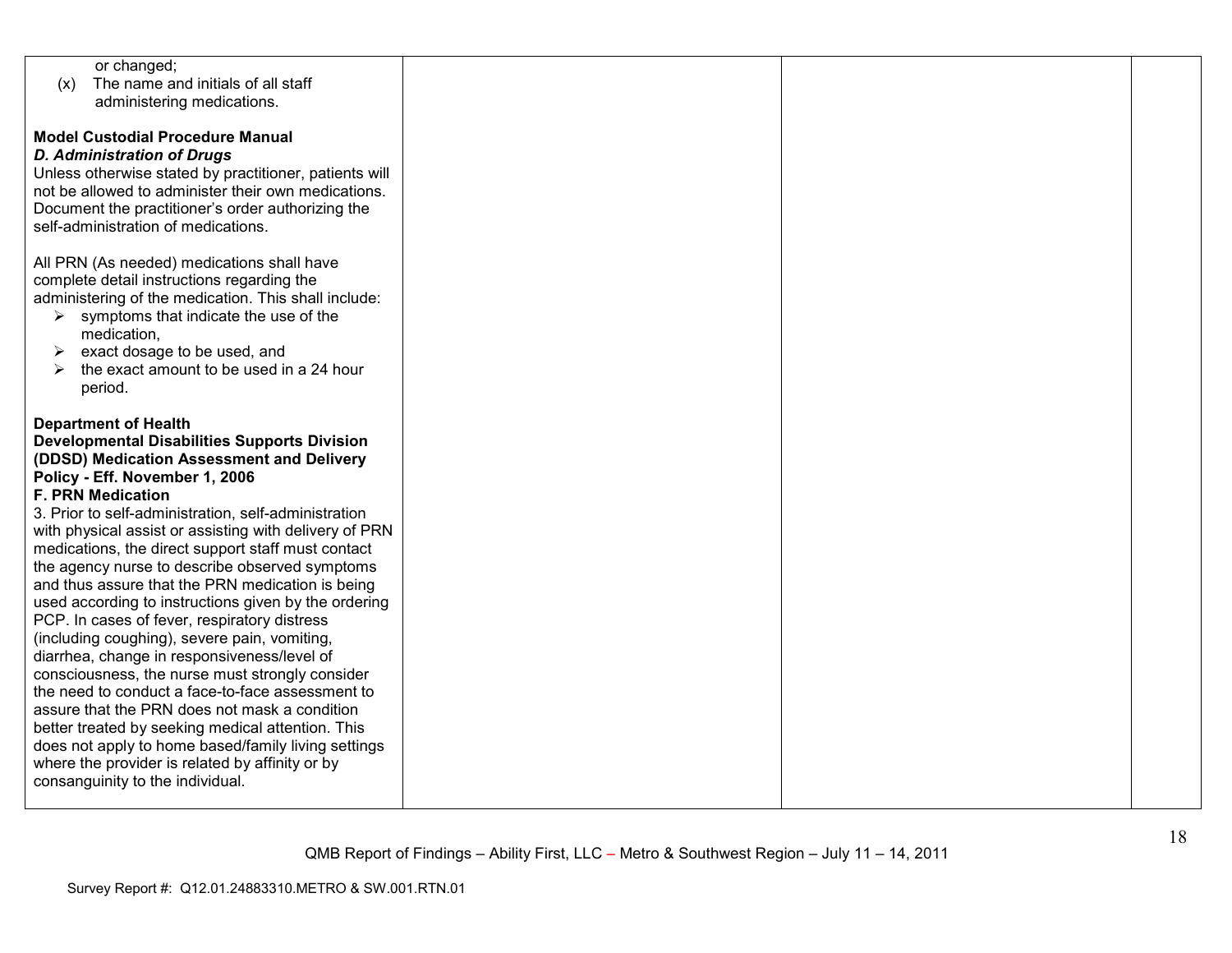| | | | |
|---|---|---|---|
| or changed;<br>(x) The name and initials of all staff administering medications.<br><br>**Model Custodial Procedure Manual**<br>***D. Administration of Drugs***<br>Unless otherwise stated by practitioner, patients will not be allowed to administer their own medications. Document the practitioner's order authorizing the self-administration of medications.<br><br>All PRN (As needed) medications shall have complete detail instructions regarding the administering of the medication. This shall include:<br>➢ symptoms that indicate the use of the medication,<br>➢ exact dosage to be used, and<br>➢ the exact amount to be used in a 24 hour period.<br><br>**Department of Health Developmental Disabilities Supports Division (DDSD) Medication Assessment and Delivery Policy - Eff. November 1, 2006**<br>**F. PRN Medication**<br>3. Prior to self-administration, self-administration with physical assist or assisting with delivery of PRN medications, the direct support staff must contact the agency nurse to describe observed symptoms and thus assure that the PRN medication is being used according to instructions given by the ordering PCP. In cases of fever, respiratory distress (including coughing), severe pain, vomiting, diarrhea, change in responsiveness/level of consciousness, the nurse must strongly consider the need to conduct a face-to-face assessment to assure that the PRN does not mask a condition better treated by seeking medical attention. This does not apply to home based/family living settings where the provider is related by affinity or by consanguinity to the individual. | | | |

QMB Report of Findings – Ability First, LLC – Metro & Southwest Region – July 11 – 14, 2011

Survey Report #: Q12.01.24883310.METRO & SW.001.RTN.01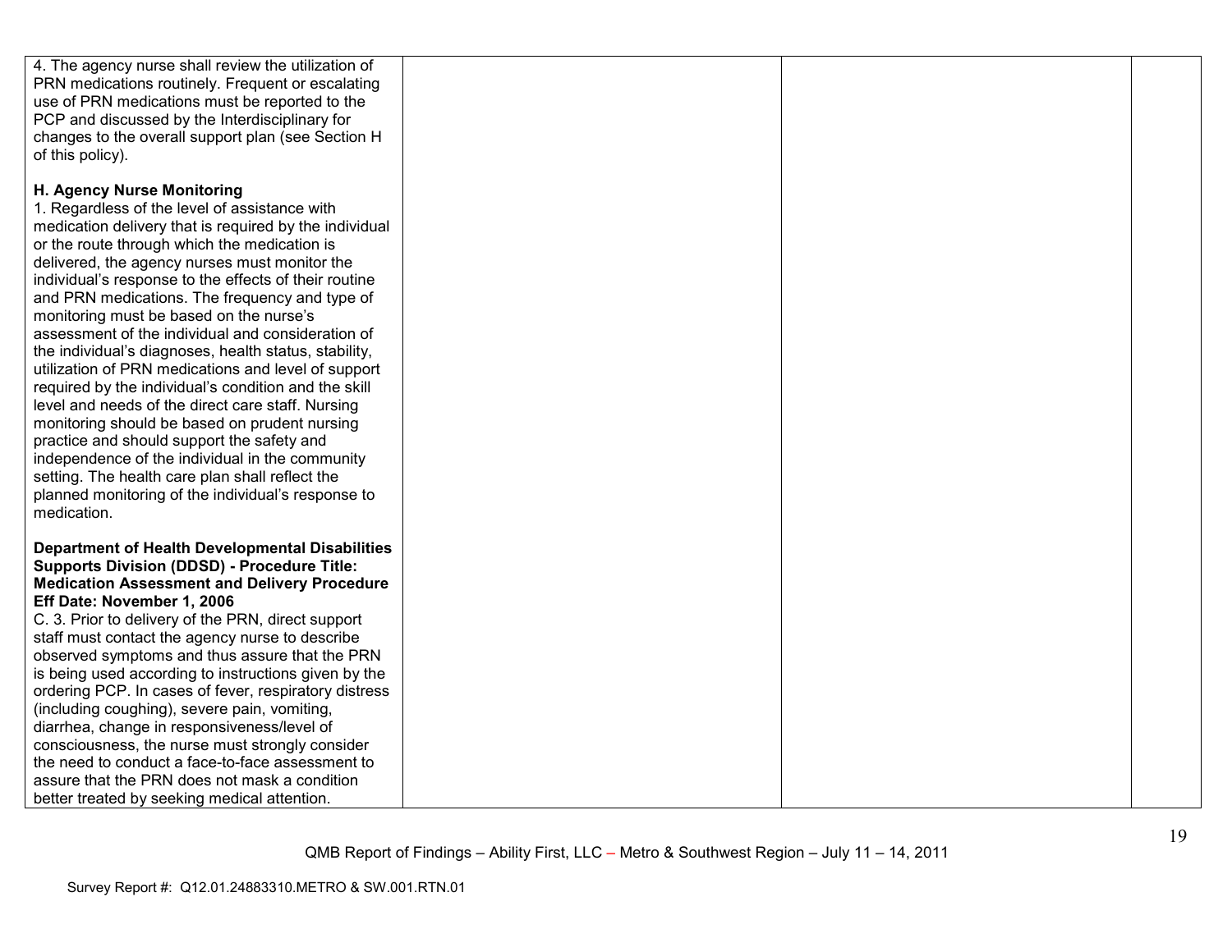| | | | |
|---|---|---|---|
| 4. The agency nurse shall review the utilization of PRN medications routinely. Frequent or escalating use of PRN medications must be reported to the PCP and discussed by the Interdisciplinary for changes to the overall support plan (see Section H of this policy).<br><br>**H. Agency Nurse Monitoring**<br>1. Regardless of the level of assistance with medication delivery that is required by the individual or the route through which the medication is delivered, the agency nurses must monitor the individual's response to the effects of their routine and PRN medications. The frequency and type of monitoring must be based on the nurse's assessment of the individual and consideration of the individual's diagnoses, health status, stability, utilization of PRN medications and level of support required by the individual's condition and the skill level and needs of the direct care staff. Nursing monitoring should be based on prudent nursing practice and should support the safety and independence of the individual in the community setting. The health care plan shall reflect the planned monitoring of the individual's response to medication.<br><br>**Department of Health Developmental Disabilities Supports Division (DDSD) - Procedure Title: Medication Assessment and Delivery Procedure Eff Date: November 1, 2006**<br>C. 3. Prior to delivery of the PRN, direct support staff must contact the agency nurse to describe observed symptoms and thus assure that the PRN is being used according to instructions given by the ordering PCP. In cases of fever, respiratory distress (including coughing), severe pain, vomiting, diarrhea, change in responsiveness/level of consciousness, the nurse must strongly consider the need to conduct a face-to-face assessment to assure that the PRN does not mask a condition better treated by seeking medical attention. | | | |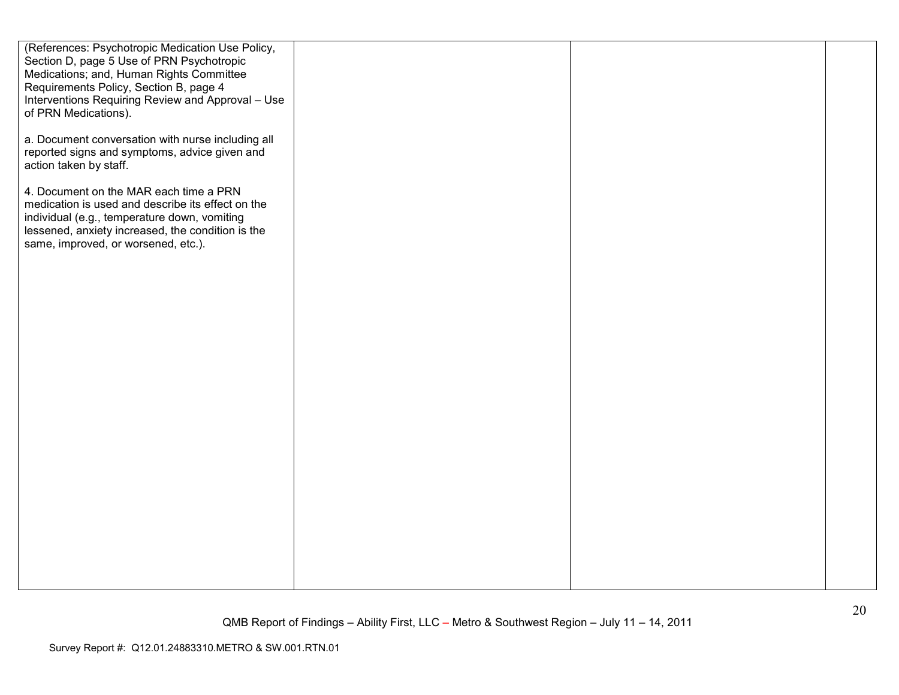| | | | |
|---|---|---|---|
| (References: Psychotropic Medication Use Policy, Section D, page 5 Use of PRN Psychotropic Medications; and, Human Rights Committee Requirements Policy, Section B, page 4 Interventions Requiring Review and Approval – Use of PRN Medications).<br><br>a. Document conversation with nurse including all reported signs and symptoms, advice given and action taken by staff.<br><br>4. Document on the MAR each time a PRN medication is used and describe its effect on the individual (e.g., temperature down, vomiting lessened, anxiety increased, the condition is the same, improved, or worsened, etc.). | | | |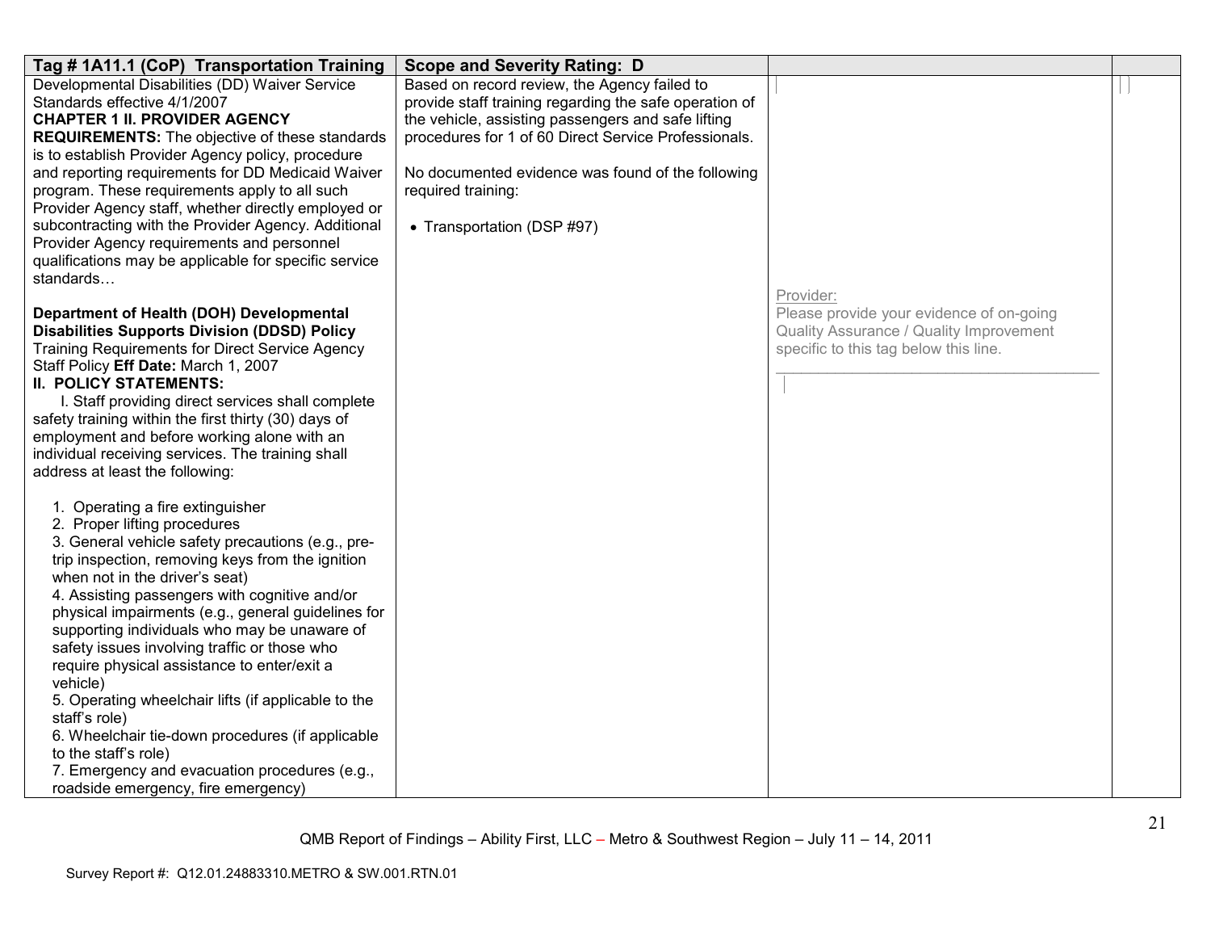| Tag # 1A11.1 (CoP) Transportation Training | Scope and Severity Rating: D | | |
|---|---|---|---|
| Developmental Disabilities (DD) Waiver Service Standards effective 4/1/2007<br>**CHAPTER 1 II. PROVIDER AGENCY REQUIREMENTS:** The objective of these standards is to establish Provider Agency policy, procedure and reporting requirements for DD Medicaid Waiver program. These requirements apply to all such Provider Agency staff, whether directly employed or subcontracting with the Provider Agency. Additional Provider Agency requirements and personnel qualifications may be applicable for specific service standards…<br><br>**Department of Health (DOH) Developmental Disabilities Supports Division (DDSD) Policy** Training Requirements for Direct Service Agency Staff Policy **Eff Date:** March 1, 2007<br>**II. POLICY STATEMENTS:**<br>I. Staff providing direct services shall complete safety training within the first thirty (30) days of employment and before working alone with an individual receiving services. The training shall address at least the following:<br><br>1. Operating a fire extinguisher<br>2. Proper lifting procedures<br>3. General vehicle safety precautions (e.g., pre-trip inspection, removing keys from the ignition when not in the driver's seat)<br>4. Assisting passengers with cognitive and/or physical impairments (e.g., general guidelines for supporting individuals who may be unaware of safety issues involving traffic or those who require physical assistance to enter/exit a vehicle)<br>5. Operating wheelchair lifts (if applicable to the staff's role)<br>6. Wheelchair tie-down procedures (if applicable to the staff's role)<br>7. Emergency and evacuation procedures (e.g., roadside emergency, fire emergency) | Based on record review, the Agency failed to provide staff training regarding the safe operation of the vehicle, assisting passengers and safe lifting procedures for 1 of 60 Direct Service Professionals.<br><br>No documented evidence was found of the following required training:<br><br>• Transportation (DSP #97) | Provider:<br>Please provide your evidence of on-going Quality Assurance / Quality Improvement specific to this tag below this line.<br>\_\_\_\_\_\_\_\_\_\_\_\_\_\_\_\_\_\_\_\_\_\_\_\_\_\_\_\_\_\_\_\_\_\_\_\_\_\_\_\_ | |

QMB Report of Findings – Ability First, LLC – Metro & Southwest Region – July 11 – 14, 2011

Survey Report #: Q12.01.24883310.METRO & SW.001.RTN.01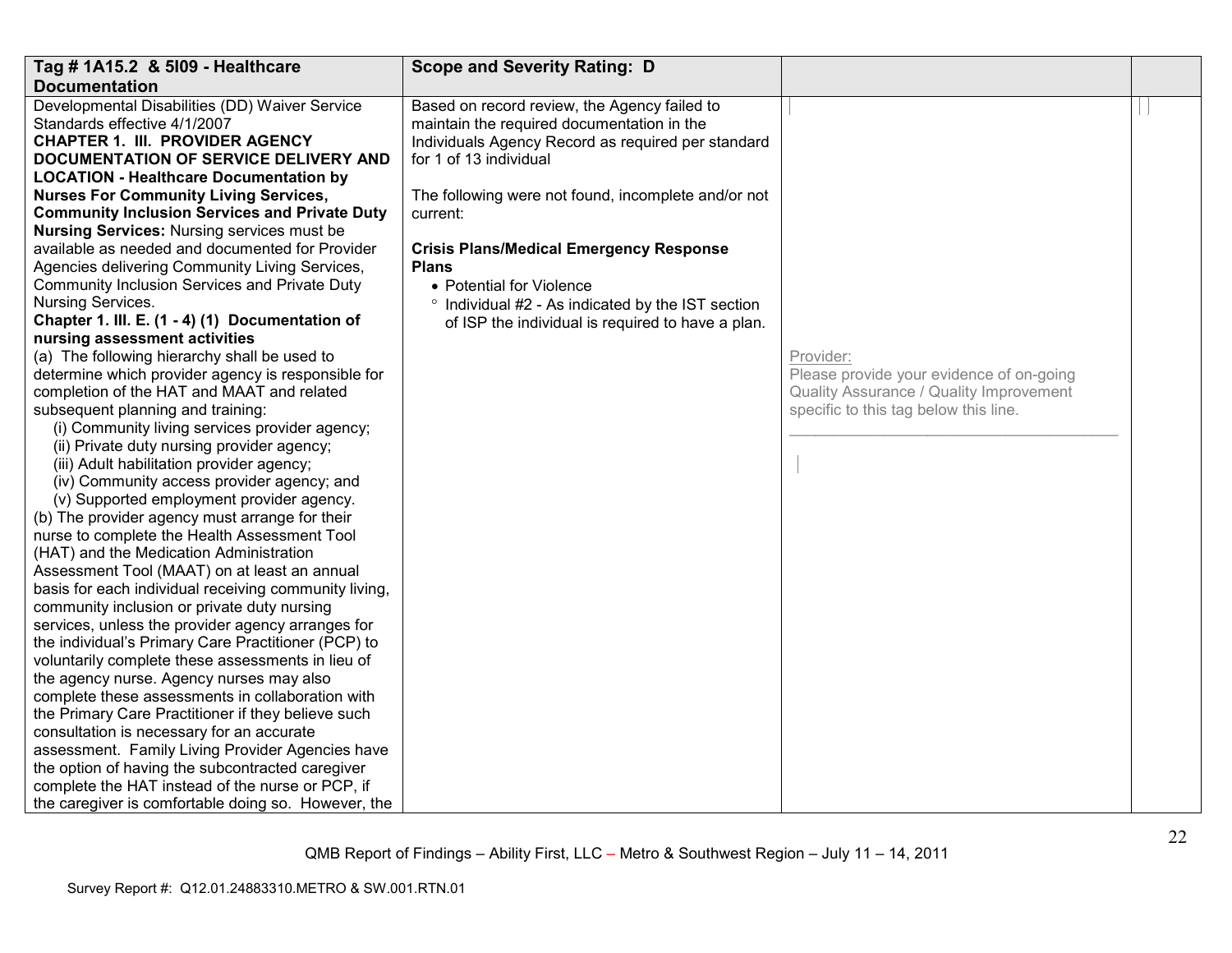| Tag # 1A15.2 & 5I09 - Healthcare Documentation | Scope and Severity Rating: D | | |
|---|---|---|---|
| Developmental Disabilities (DD) Waiver Service Standards effective 4/1/2007<br>**CHAPTER 1. III. PROVIDER AGENCY DOCUMENTATION OF SERVICE DELIVERY AND LOCATION - Healthcare Documentation by Nurses For Community Living Services, Community Inclusion Services and Private Duty Nursing Services:** Nursing services must be available as needed and documented for Provider Agencies delivering Community Living Services, Community Inclusion Services and Private Duty Nursing Services.<br>**Chapter 1. III. E. (1 - 4) (1) Documentation of nursing assessment activities**<br>(a) The following hierarchy shall be used to determine which provider agency is responsible for completion of the HAT and MAAT and related subsequent planning and training:<br>(i) Community living services provider agency;<br>(ii) Private duty nursing provider agency;<br>(iii) Adult habilitation provider agency;<br>(iv) Community access provider agency; and<br>(v) Supported employment provider agency.<br>(b) The provider agency must arrange for their nurse to complete the Health Assessment Tool (HAT) and the Medication Administration Assessment Tool (MAAT) on at least an annual basis for each individual receiving community living, community inclusion or private duty nursing services, unless the provider agency arranges for the individual's Primary Care Practitioner (PCP) to voluntarily complete these assessments in lieu of the agency nurse. Agency nurses may also complete these assessments in collaboration with the Primary Care Practitioner if they believe such consultation is necessary for an accurate assessment. Family Living Provider Agencies have the option of having the subcontracted caregiver complete the HAT instead of the nurse or PCP, if the caregiver is comfortable doing so. However, the | Based on record review, the Agency failed to maintain the required documentation in the Individuals Agency Record as required per standard for 1 of 13 individual<br><br>The following were not found, incomplete and/or not current:<br><br>**Crisis Plans/Medical Emergency Response Plans**<br>• Potential for Violence<br>° Individual #2 - As indicated by the IST section of ISP the individual is required to have a plan. | Provider:<br>Please provide your evidence of on-going Quality Assurance / Quality Improvement specific to this tag below this line.<br>\_\_\_\_\_\_\_\_\_\_\_\_\_\_\_\_\_\_\_\_\_\_\_\_\_\_\_\_\_\_\_\_\_\_\_\_\_\_\_\_ | |

QMB Report of Findings – Ability First, LLC – Metro & Southwest Region – July 11 – 14, 2011

Survey Report #: Q12.01.24883310.METRO & SW.001.RTN.01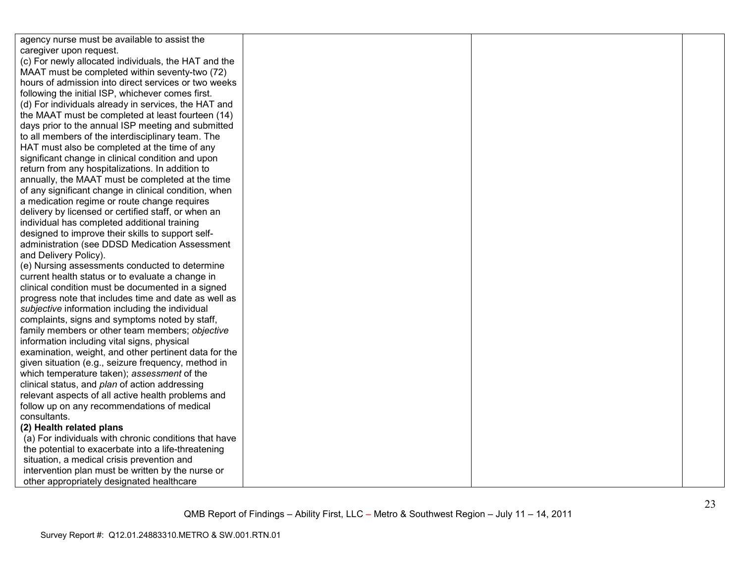| | | | |
|---|---|---|---|
| agency nurse must be available to assist the caregiver upon request.<br>(c) For newly allocated individuals, the HAT and the MAAT must be completed within seventy-two (72) hours of admission into direct services or two weeks following the initial ISP, whichever comes first.<br>(d) For individuals already in services, the HAT and the MAAT must be completed at least fourteen (14) days prior to the annual ISP meeting and submitted to all members of the interdisciplinary team. The HAT must also be completed at the time of any significant change in clinical condition and upon return from any hospitalizations. In addition to annually, the MAAT must be completed at the time of any significant change in clinical condition, when a medication regime or route change requires delivery by licensed or certified staff, or when an individual has completed additional training designed to improve their skills to support self-administration (see DDSD Medication Assessment and Delivery Policy).<br>(e) Nursing assessments conducted to determine current health status or to evaluate a change in clinical condition must be documented in a signed progress note that includes time and date as well as *subjective* information including the individual complaints, signs and symptoms noted by staff, family members or other team members; *objective* information including vital signs, physical examination, weight, and other pertinent data for the given situation (e.g., seizure frequency, method in which temperature taken); *assessment* of the clinical status, and *plan* of action addressing relevant aspects of all active health problems and follow up on any recommendations of medical consultants.<br>**(2) Health related plans**<br>(a) For individuals with chronic conditions that have the potential to exacerbate into a life-threatening situation, a medical crisis prevention and intervention plan must be written by the nurse or other appropriately designated healthcare | | | |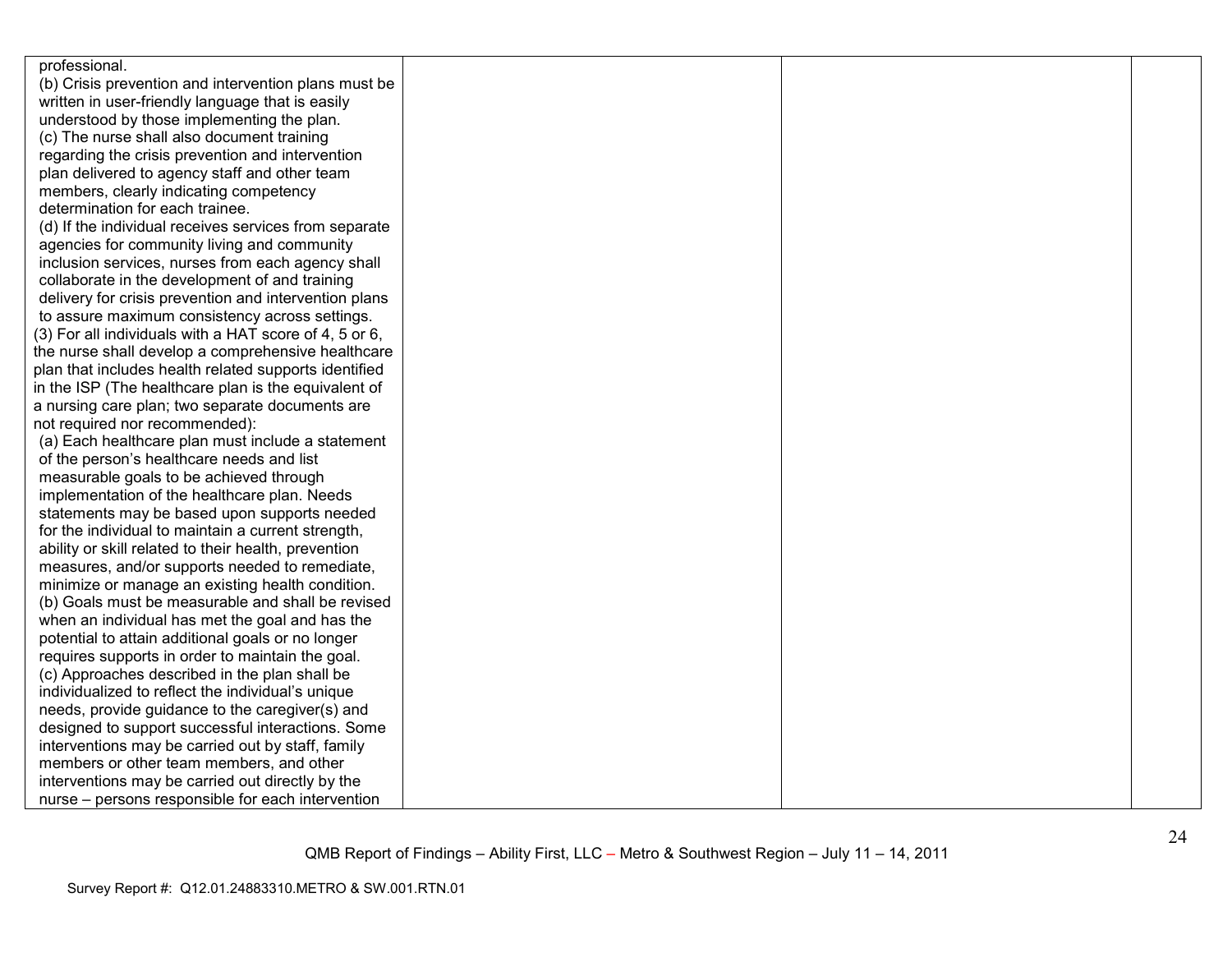| | | | |
|---|---|---|---|
| professional.<br>(b) Crisis prevention and intervention plans must be written in user-friendly language that is easily understood by those implementing the plan.<br>(c) The nurse shall also document training regarding the crisis prevention and intervention plan delivered to agency staff and other team members, clearly indicating competency determination for each trainee.<br>(d) If the individual receives services from separate agencies for community living and community inclusion services, nurses from each agency shall collaborate in the development of and training delivery for crisis prevention and intervention plans to assure maximum consistency across settings.<br>(3) For all individuals with a HAT score of 4, 5 or 6, the nurse shall develop a comprehensive healthcare plan that includes health related supports identified in the ISP (The healthcare plan is the equivalent of a nursing care plan; two separate documents are not required nor recommended):<br>(a) Each healthcare plan must include a statement of the person's healthcare needs and list measurable goals to be achieved through implementation of the healthcare plan. Needs statements may be based upon supports needed for the individual to maintain a current strength, ability or skill related to their health, prevention measures, and/or supports needed to remediate, minimize or manage an existing health condition.<br>(b) Goals must be measurable and shall be revised when an individual has met the goal and has the potential to attain additional goals or no longer requires supports in order to maintain the goal.<br>(c) Approaches described in the plan shall be individualized to reflect the individual's unique needs, provide guidance to the caregiver(s) and designed to support successful interactions. Some interventions may be carried out by staff, family members or other team members, and other interventions may be carried out directly by the nurse – persons responsible for each intervention | | | |

QMB Report of Findings – Ability First, LLC – Metro & Southwest Region – July 11 – 14, 2011

Survey Report #: Q12.01.24883310.METRO & SW.001.RTN.01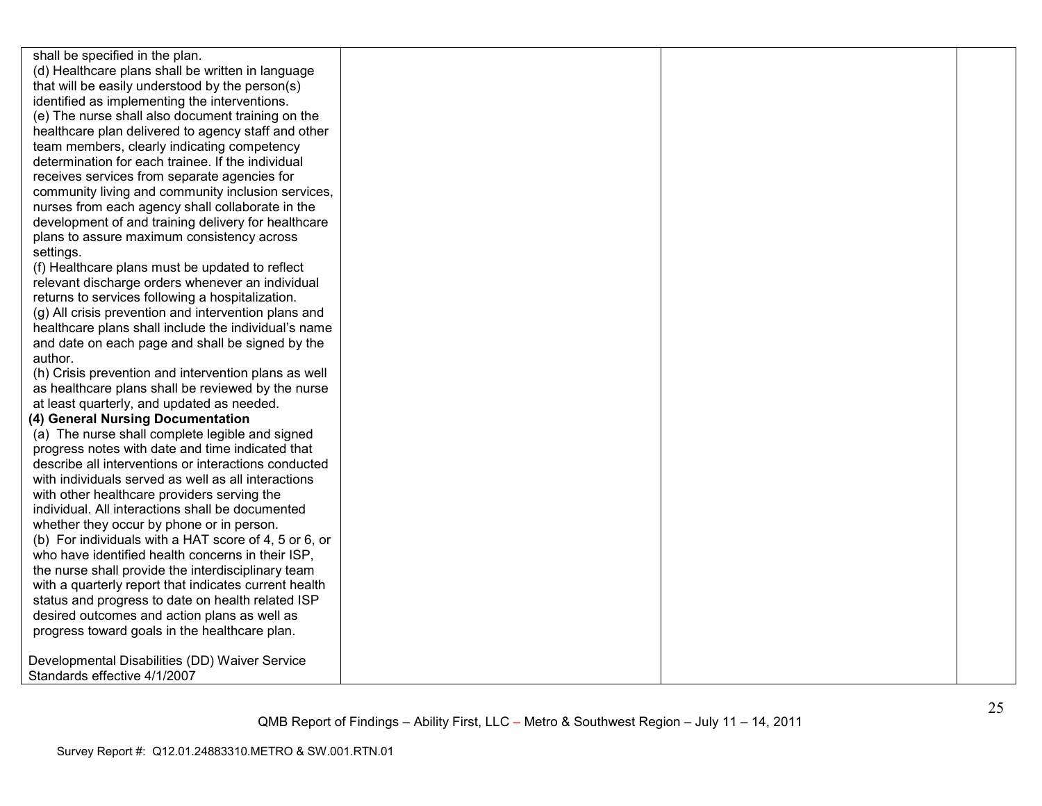| | | | |
|---|---|---|---|
| shall be specified in the plan.<br>(d) Healthcare plans shall be written in language that will be easily understood by the person(s) identified as implementing the interventions.<br>(e) The nurse shall also document training on the healthcare plan delivered to agency staff and other team members, clearly indicating competency determination for each trainee. If the individual receives services from separate agencies for community living and community inclusion services, nurses from each agency shall collaborate in the development of and training delivery for healthcare plans to assure maximum consistency across settings.<br>(f) Healthcare plans must be updated to reflect relevant discharge orders whenever an individual returns to services following a hospitalization.<br>(g) All crisis prevention and intervention plans and healthcare plans shall include the individual's name and date on each page and shall be signed by the author.<br>(h) Crisis prevention and intervention plans as well as healthcare plans shall be reviewed by the nurse at least quarterly, and updated as needed.<br>**(4) General Nursing Documentation**<br>(a) The nurse shall complete legible and signed progress notes with date and time indicated that describe all interventions or interactions conducted with individuals served as well as all interactions with other healthcare providers serving the individual. All interactions shall be documented whether they occur by phone or in person.<br>(b) For individuals with a HAT score of 4, 5 or 6, or who have identified health concerns in their ISP, the nurse shall provide the interdisciplinary team with a quarterly report that indicates current health status and progress to date on health related ISP desired outcomes and action plans as well as progress toward goals in the healthcare plan.<br><br>Developmental Disabilities (DD) Waiver Service Standards effective 4/1/2007 | | | |

QMB Report of Findings – Ability First, LLC – Metro & Southwest Region – July 11 – 14, 2011

Survey Report #: Q12.01.24883310.METRO & SW.001.RTN.01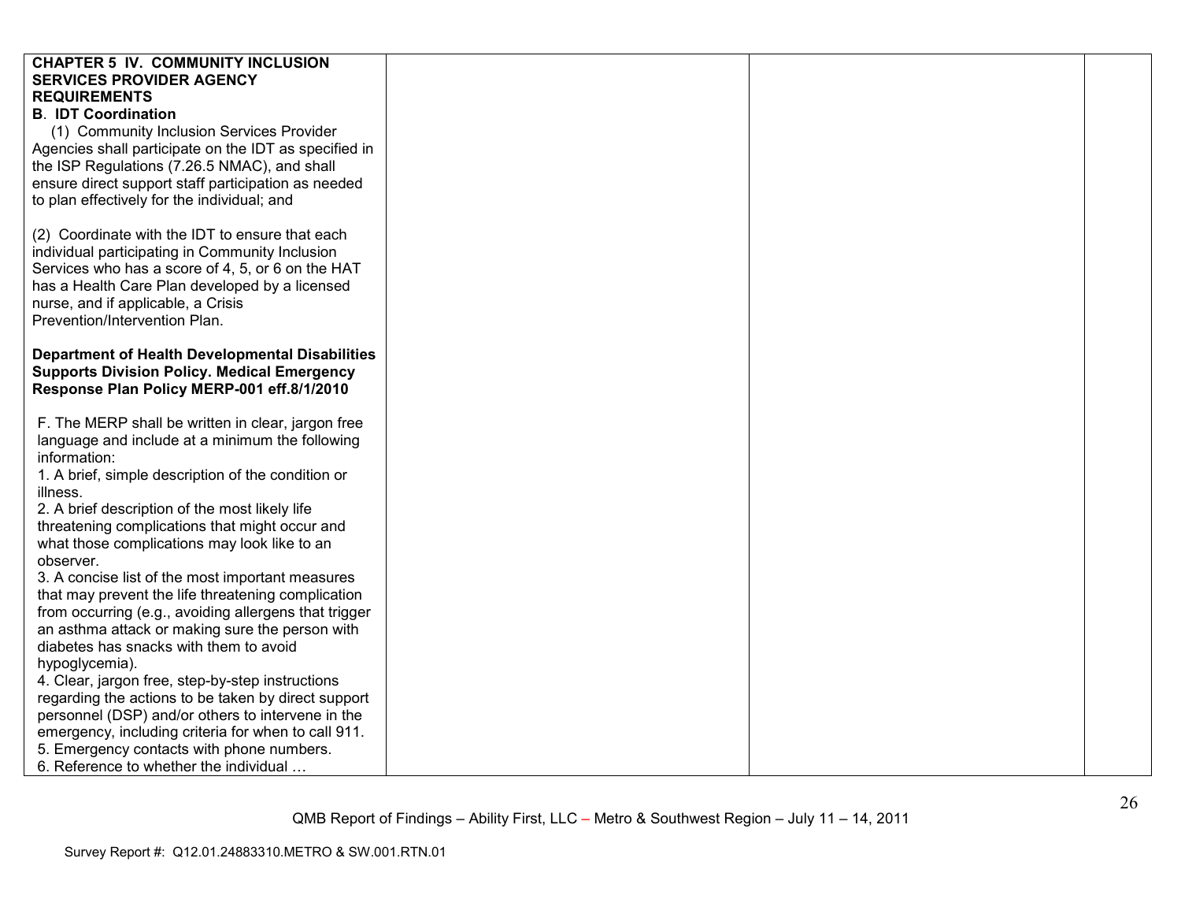| | | | |
|---|---|---|---|
| **CHAPTER 5 IV. COMMUNITY INCLUSION SERVICES PROVIDER AGENCY REQUIREMENTS**<br>**B. IDT Coordination**<br>(1) Community Inclusion Services Provider Agencies shall participate on the IDT as specified in the ISP Regulations (7.26.5 NMAC), and shall ensure direct support staff participation as needed to plan effectively for the individual; and<br><br>(2) Coordinate with the IDT to ensure that each individual participating in Community Inclusion Services who has a score of 4, 5, or 6 on the HAT has a Health Care Plan developed by a licensed nurse, and if applicable, a Crisis Prevention/Intervention Plan.<br><br>**Department of Health Developmental Disabilities Supports Division Policy. Medical Emergency Response Plan Policy MERP-001 eff.8/1/2010**<br><br>F. The MERP shall be written in clear, jargon free language and include at a minimum the following information:<br>1. A brief, simple description of the condition or illness.<br>2. A brief description of the most likely life threatening complications that might occur and what those complications may look like to an observer.<br>3. A concise list of the most important measures that may prevent the life threatening complication from occurring (e.g., avoiding allergens that trigger an asthma attack or making sure the person with diabetes has snacks with them to avoid hypoglycemia).<br>4. Clear, jargon free, step-by-step instructions regarding the actions to be taken by direct support personnel (DSP) and/or others to intervene in the emergency, including criteria for when to call 911.<br>5. Emergency contacts with phone numbers.<br>6. Reference to whether the individual … | | | |

QMB Report of Findings – Ability First, LLC – Metro & Southwest Region – July 11 – 14, 2011

Survey Report #: Q12.01.24883310.METRO & SW.001.RTN.01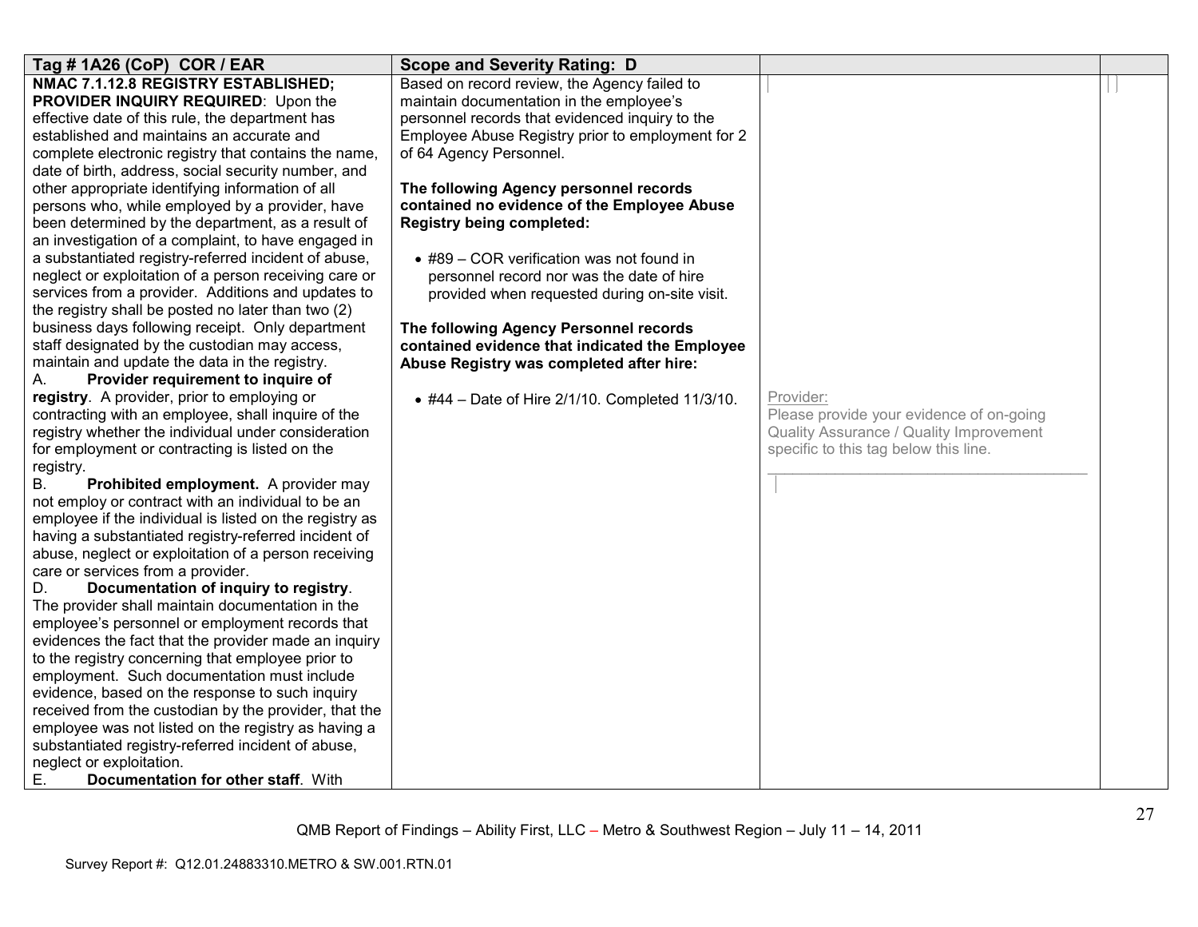| Tag # 1A26 (CoP) COR / EAR | Scope and Severity Rating: D | | |
|---|---|---|---|
| **NMAC 7.1.12.8 REGISTRY ESTABLISHED; PROVIDER INQUIRY REQUIRED**: Upon the effective date of this rule, the department has established and maintains an accurate and complete electronic registry that contains the name, date of birth, address, social security number, and other appropriate identifying information of all persons who, while employed by a provider, have been determined by the department, as a result of an investigation of a complaint, to have engaged in a substantiated registry-referred incident of abuse, neglect or exploitation of a person receiving care or services from a provider. Additions and updates to the registry shall be posted no later than two (2) business days following receipt. Only department staff designated by the custodian may access, maintain and update the data in the registry.<br>A. **Provider requirement to inquire of registry**. A provider, prior to employing or contracting with an employee, shall inquire of the registry whether the individual under consideration for employment or contracting is listed on the registry.<br>B. **Prohibited employment.** A provider may not employ or contract with an individual to be an employee if the individual is listed on the registry as having a substantiated registry-referred incident of abuse, neglect or exploitation of a person receiving care or services from a provider.<br>D. **Documentation of inquiry to registry**. The provider shall maintain documentation in the employee's personnel or employment records that evidences the fact that the provider made an inquiry to the registry concerning that employee prior to employment. Such documentation must include evidence, based on the response to such inquiry received from the custodian by the provider, that the employee was not listed on the registry as having a substantiated registry-referred incident of abuse, neglect or exploitation.<br>E. **Documentation for other staff**. With | Based on record review, the Agency failed to maintain documentation in the employee's personnel records that evidenced inquiry to the Employee Abuse Registry prior to employment for 2 of 64 Agency Personnel.<br><br>**The following Agency personnel records contained no evidence of the Employee Abuse Registry being completed:**<br><br>• #89 – COR verification was not found in personnel record nor was the date of hire provided when requested during on-site visit.<br><br>**The following Agency Personnel records contained evidence that indicated the Employee Abuse Registry was completed after hire:**<br><br>• #44 – Date of Hire 2/1/10. Completed 11/3/10. | Provider:<br>Please provide your evidence of on-going Quality Assurance / Quality Improvement specific to this tag below this line.<br>________________________________________ | |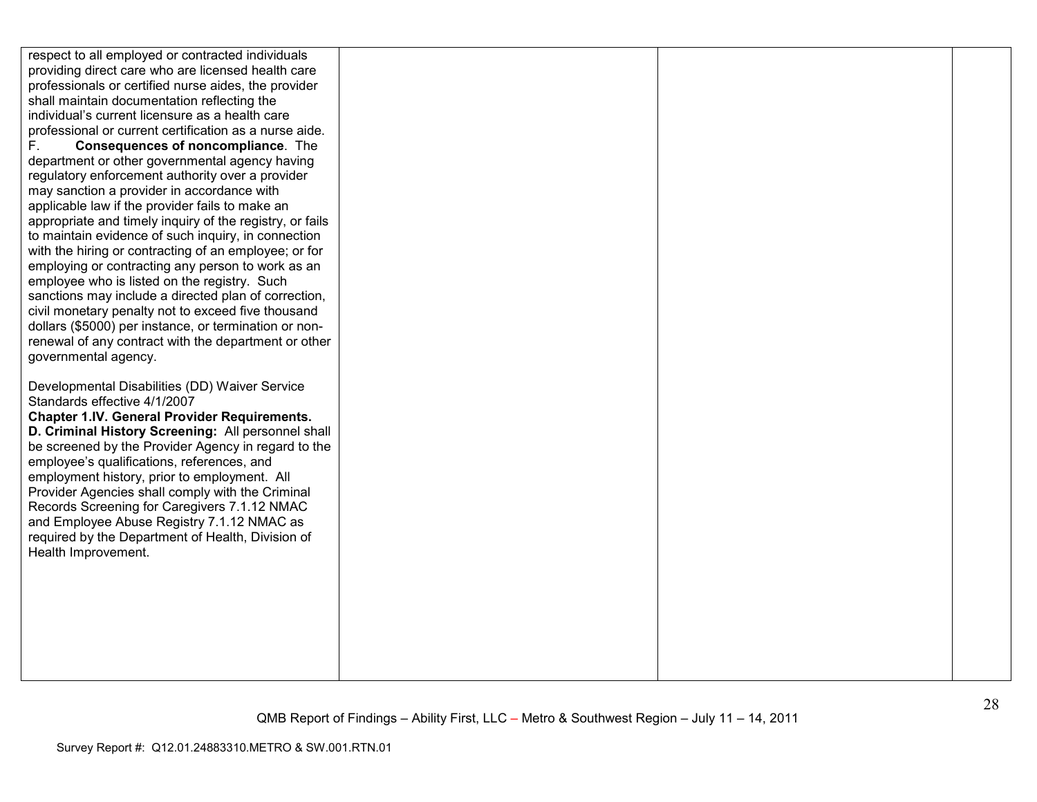| | | | |
|---|---|---|---|
| respect to all employed or contracted individuals providing direct care who are licensed health care professionals or certified nurse aides, the provider shall maintain documentation reflecting the individual's current licensure as a health care professional or current certification as a nurse aide.<br>F. **Consequences of noncompliance**. The department or other governmental agency having regulatory enforcement authority over a provider may sanction a provider in accordance with applicable law if the provider fails to make an appropriate and timely inquiry of the registry, or fails to maintain evidence of such inquiry, in connection with the hiring or contracting of an employee; or for employing or contracting any person to work as an employee who is listed on the registry. Such sanctions may include a directed plan of correction, civil monetary penalty not to exceed five thousand dollars ($5000) per instance, or termination or non-renewal of any contract with the department or other governmental agency.<br><br>Developmental Disabilities (DD) Waiver Service Standards effective 4/1/2007<br>**Chapter 1.IV. General Provider Requirements.**<br>**D. Criminal History Screening:** All personnel shall be screened by the Provider Agency in regard to the employee's qualifications, references, and employment history, prior to employment. All Provider Agencies shall comply with the Criminal Records Screening for Caregivers 7.1.12 NMAC and Employee Abuse Registry 7.1.12 NMAC as required by the Department of Health, Division of Health Improvement. | | | |

QMB Report of Findings – Ability First, LLC – Metro & Southwest Region – July 11 – 14, 2011

Survey Report #: Q12.01.24883310.METRO & SW.001.RTN.01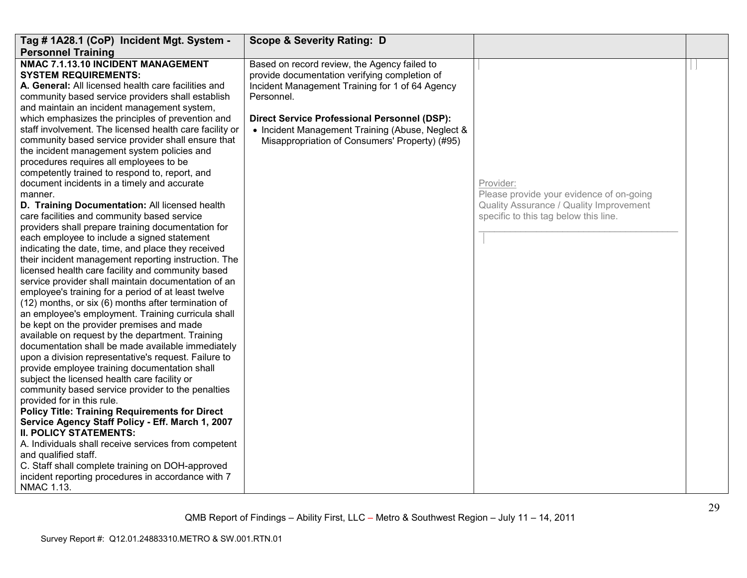| Tag # 1A28.1 (CoP) Incident Mgt. System - Personnel Training | Scope & Severity Rating: D | | |
|---|---|---|---|
| **NMAC 7.1.13.10 INCIDENT MANAGEMENT SYSTEM REQUIREMENTS:**<br>**A. General:** All licensed health care facilities and community based service providers shall establish and maintain an incident management system, which emphasizes the principles of prevention and staff involvement. The licensed health care facility or community based service provider shall ensure that the incident management system policies and procedures requires all employees to be competently trained to respond to, report, and document incidents in a timely and accurate manner.<br>**D. Training Documentation:** All licensed health care facilities and community based service providers shall prepare training documentation for each employee to include a signed statement indicating the date, time, and place they received their incident management reporting instruction. The licensed health care facility and community based service provider shall maintain documentation of an employee's training for a period of at least twelve (12) months, or six (6) months after termination of an employee's employment. Training curricula shall be kept on the provider premises and made available on request by the department. Training documentation shall be made available immediately upon a division representative's request. Failure to provide employee training documentation shall subject the licensed health care facility or community based service provider to the penalties provided for in this rule.<br>**Policy Title: Training Requirements for Direct Service Agency Staff Policy - Eff. March 1, 2007**<br>**II. POLICY STATEMENTS:**<br>A. Individuals shall receive services from competent and qualified staff.<br>C. Staff shall complete training on DOH-approved incident reporting procedures in accordance with 7 NMAC 1.13. | Based on record review, the Agency failed to provide documentation verifying completion of Incident Management Training for 1 of 64 Agency Personnel.<br><br>**Direct Service Professional Personnel (DSP):**<br>• Incident Management Training (Abuse, Neglect & Misappropriation of Consumers' Property) (#95) | Provider:<br>Please provide your evidence of on-going Quality Assurance / Quality Improvement specific to this tag below this line.<br>\_\_\_\_\_\_\_\_\_\_\_\_\_\_\_\_\_\_\_\_\_\_\_\_\_\_\_\_\_\_\_\_\_\_\_\_\_\_ | |

QMB Report of Findings – Ability First, LLC – Metro & Southwest Region – July 11 – 14, 2011

Survey Report #: Q12.01.24883310.METRO & SW.001.RTN.01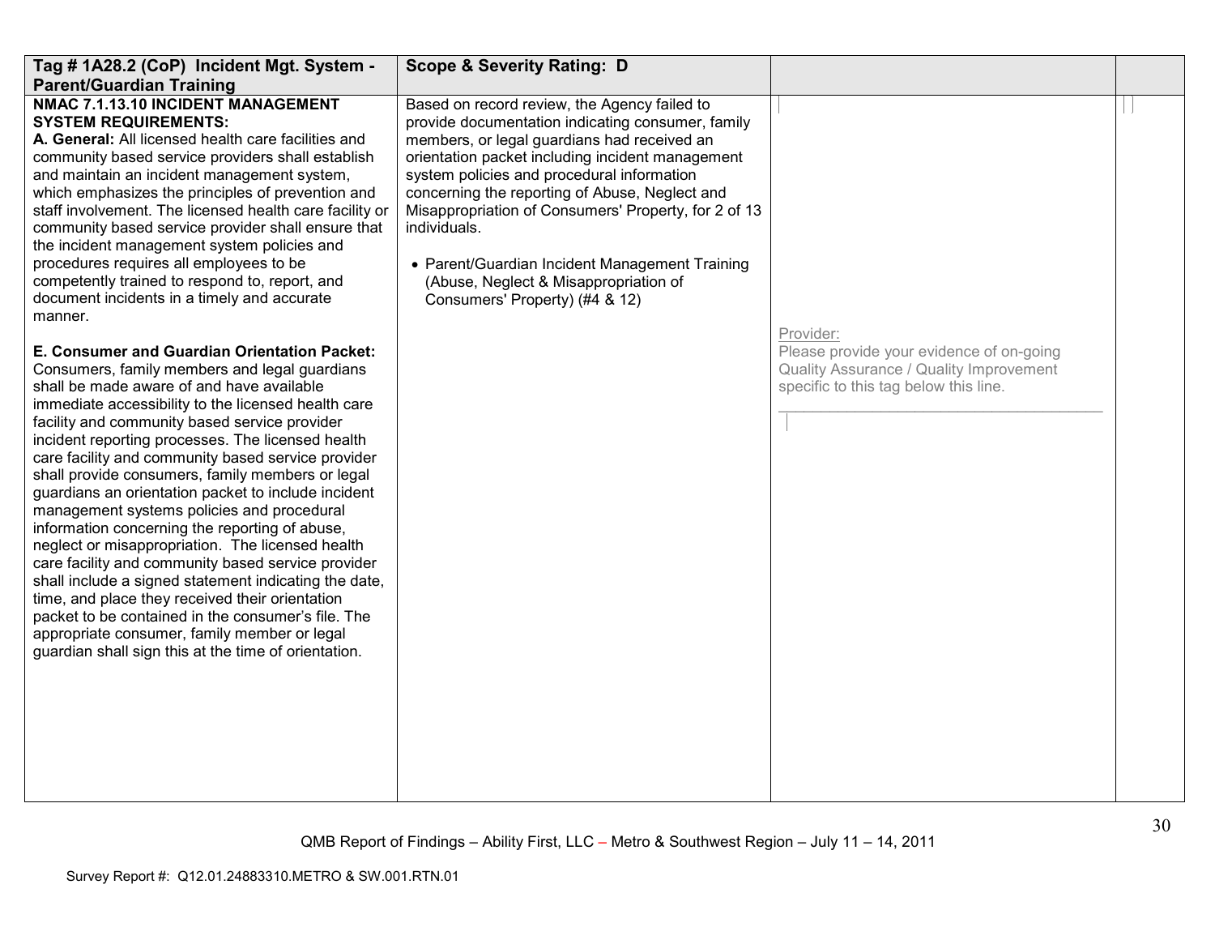| Tag # 1A28.2 (CoP) Incident Mgt. System - Parent/Guardian Training | Scope & Severity Rating: D | | |
|---|---|---|---|
| **NMAC 7.1.13.10 INCIDENT MANAGEMENT SYSTEM REQUIREMENTS:**<br>**A. General:** All licensed health care facilities and community based service providers shall establish and maintain an incident management system, which emphasizes the principles of prevention and staff involvement. The licensed health care facility or community based service provider shall ensure that the incident management system policies and procedures requires all employees to be competently trained to respond to, report, and document incidents in a timely and accurate manner.<br><br>**E. Consumer and Guardian Orientation Packet:** Consumers, family members and legal guardians shall be made aware of and have available immediate accessibility to the licensed health care facility and community based service provider incident reporting processes. The licensed health care facility and community based service provider shall provide consumers, family members or legal guardians an orientation packet to include incident management systems policies and procedural information concerning the reporting of abuse, neglect or misappropriation. The licensed health care facility and community based service provider shall include a signed statement indicating the date, time, and place they received their orientation packet to be contained in the consumer's file. The appropriate consumer, family member or legal guardian shall sign this at the time of orientation. | Based on record review, the Agency failed to provide documentation indicating consumer, family members, or legal guardians had received an orientation packet including incident management system policies and procedural information concerning the reporting of Abuse, Neglect and Misappropriation of Consumers' Property, for 2 of 13 individuals.<br><br>• Parent/Guardian Incident Management Training (Abuse, Neglect & Misappropriation of Consumers' Property) (#4 & 12) | Provider:<br>Please provide your evidence of on-going Quality Assurance / Quality Improvement specific to this tag below this line.<br>\_\_\_\_\_\_\_\_\_\_\_\_\_\_\_\_\_\_\_\_\_\_\_\_\_\_\_\_\_\_\_\_\_\_\_\_\_\_\_\_ | |

QMB Report of Findings – Ability First, LLC – Metro & Southwest Region – July 11 – 14, 2011

Survey Report #: Q12.01.24883310.METRO & SW.001.RTN.01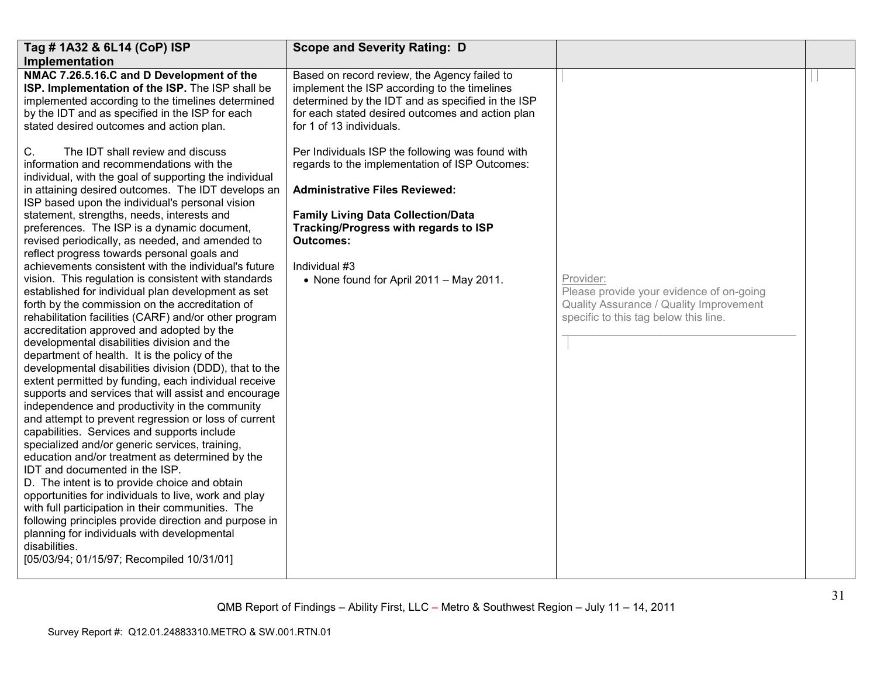| Tag # 1A32 & 6L14 (CoP) ISP Implementation | Scope and Severity Rating: D | | |
|---|---|---|---|
| **NMAC 7.26.5.16.C and D Development of the ISP. Implementation of the ISP.** The ISP shall be implemented according to the timelines determined by the IDT and as specified in the ISP for each stated desired outcomes and action plan.<br><br>C. The IDT shall review and discuss information and recommendations with the individual, with the goal of supporting the individual in attaining desired outcomes. The IDT develops an ISP based upon the individual's personal vision statement, strengths, needs, interests and preferences. The ISP is a dynamic document, revised periodically, as needed, and amended to reflect progress towards personal goals and achievements consistent with the individual's future vision. This regulation is consistent with standards established for individual plan development as set forth by the commission on the accreditation of rehabilitation facilities (CARF) and/or other program accreditation approved and adopted by the developmental disabilities division and the department of health. It is the policy of the developmental disabilities division (DDD), that to the extent permitted by funding, each individual receive supports and services that will assist and encourage independence and productivity in the community and attempt to prevent regression or loss of current capabilities. Services and supports include specialized and/or generic services, training, education and/or treatment as determined by the IDT and documented in the ISP.<br>D. The intent is to provide choice and obtain opportunities for individuals to live, work and play with full participation in their communities. The following principles provide direction and purpose in planning for individuals with developmental disabilities.<br>[05/03/94; 01/15/97; Recompiled 10/31/01] | Based on record review, the Agency failed to implement the ISP according to the timelines determined by the IDT and as specified in the ISP for each stated desired outcomes and action plan for 1 of 13 individuals.<br><br>Per Individuals ISP the following was found with regards to the implementation of ISP Outcomes:<br><br>**Administrative Files Reviewed:**<br><br>**Family Living Data Collection/Data Tracking/Progress with regards to ISP Outcomes:**<br><br>Individual #3<br>• None found for April 2011 – May 2011. | Provider:<br>Please provide your evidence of on-going Quality Assurance / Quality Improvement specific to this tag below this line. | |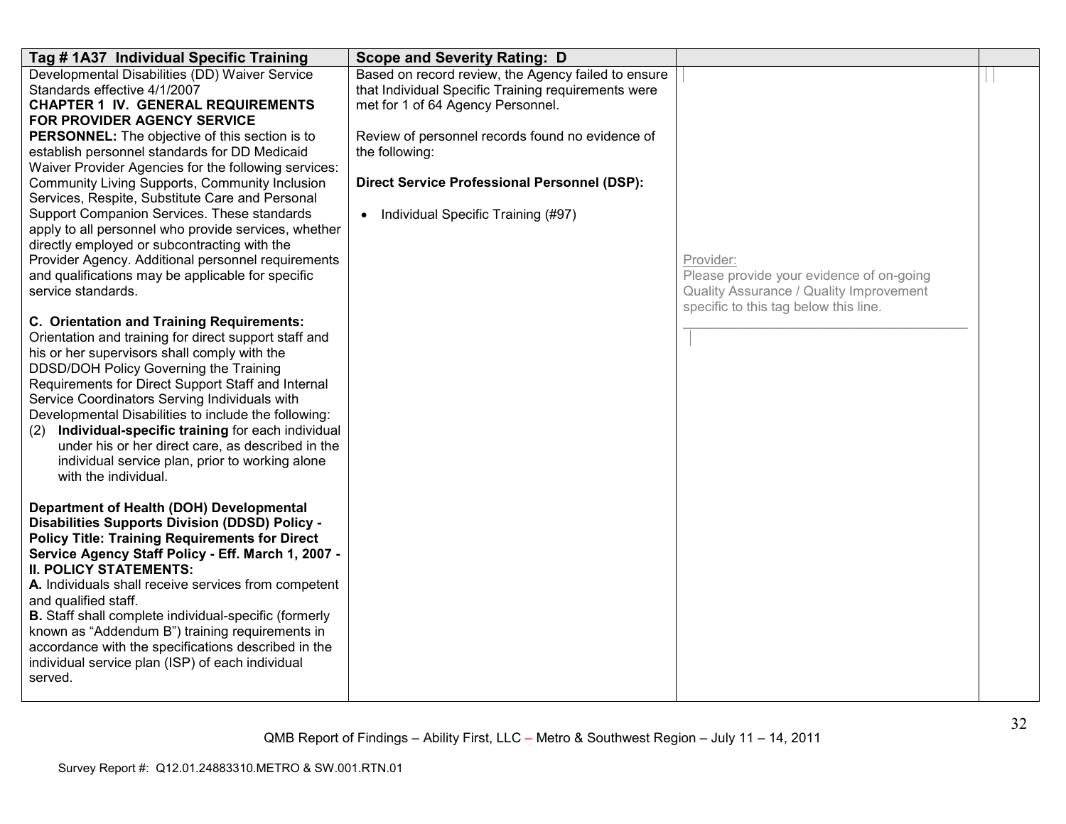| Tag # 1A37 Individual Specific Training | Scope and Severity Rating: D | | |
|---|---|---|---|
| Developmental Disabilities (DD) Waiver Service Standards effective 4/1/2007<br>**CHAPTER 1 IV. GENERAL REQUIREMENTS FOR PROVIDER AGENCY SERVICE PERSONNEL:** The objective of this section is to establish personnel standards for DD Medicaid Waiver Provider Agencies for the following services: Community Living Supports, Community Inclusion Services, Respite, Substitute Care and Personal Support Companion Services. These standards apply to all personnel who provide services, whether directly employed or subcontracting with the Provider Agency. Additional personnel requirements and qualifications may be applicable for specific service standards.<br><br>**C. Orientation and Training Requirements:** Orientation and training for direct support staff and his or her supervisors shall comply with the DDSD/DOH Policy Governing the Training Requirements for Direct Support Staff and Internal Service Coordinators Serving Individuals with Developmental Disabilities to include the following:<br>(2) **Individual-specific training** for each individual under his or her direct care, as described in the individual service plan, prior to working alone with the individual.<br><br>**Department of Health (DOH) Developmental Disabilities Supports Division (DDSD) Policy - Policy Title: Training Requirements for Direct Service Agency Staff Policy - Eff. March 1, 2007 - II. POLICY STATEMENTS:**<br>**A.** Individuals shall receive services from competent and qualified staff.<br>**B.** Staff shall complete individual-specific (formerly known as "Addendum B") training requirements in accordance with the specifications described in the individual service plan (ISP) of each individual served. | Based on record review, the Agency failed to ensure that Individual Specific Training requirements were met for 1 of 64 Agency Personnel.<br><br>Review of personnel records found no evidence of the following:<br><br>**Direct Service Professional Personnel (DSP):**<br><br>• Individual Specific Training (#97) | Provider:<br>Please provide your evidence of on-going Quality Assurance / Quality Improvement specific to this tag below this line.<br>\_\_\_\_\_\_\_\_\_\_\_\_\_\_\_\_\_\_\_\_\_\_\_\_\_\_\_\_\_\_\_\_\_\_\_\_\_\_ | |

QMB Report of Findings – Ability First, LLC – Metro & Southwest Region – July 11 – 14, 2011

Survey Report #: Q12.01.24883310.METRO & SW.001.RTN.01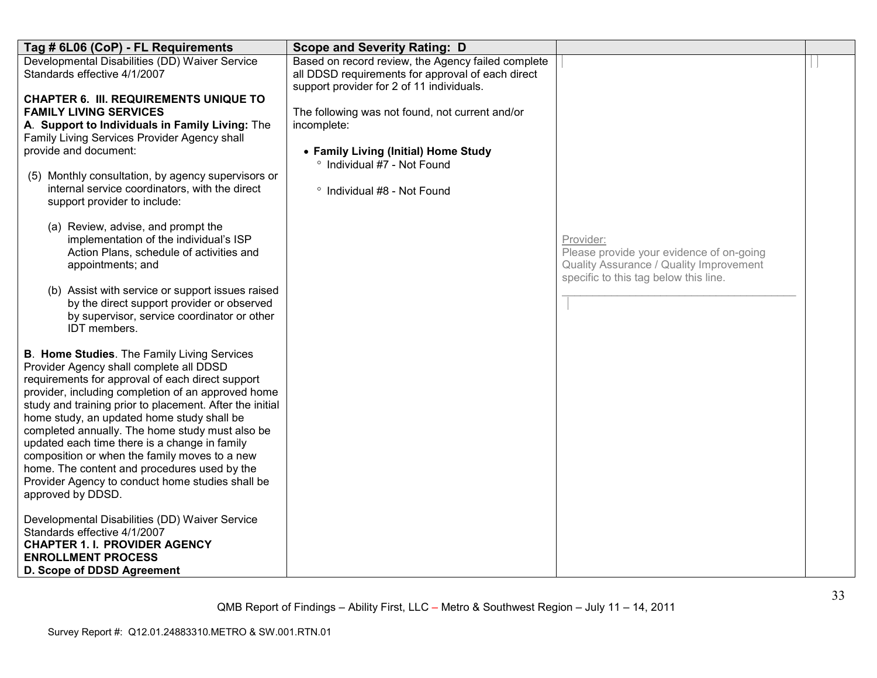| Tag # 6L06 (CoP) - FL Requirements | Scope and Severity Rating: D | | |
|---|---|---|---|
| Developmental Disabilities (DD) Waiver Service Standards effective 4/1/2007<br><br>**CHAPTER 6. III. REQUIREMENTS UNIQUE TO FAMILY LIVING SERVICES**<br>**A. Support to Individuals in Family Living:** The Family Living Services Provider Agency shall provide and document:<br><br>(5) Monthly consultation, by agency supervisors or internal service coordinators, with the direct support provider to include:<br><br>(a) Review, advise, and prompt the implementation of the individual's ISP Action Plans, schedule of activities and appointments; and<br><br>(b) Assist with service or support issues raised by the direct support provider or observed by supervisor, service coordinator or other IDT members.<br><br>**B. Home Studies**. The Family Living Services Provider Agency shall complete all DDSD requirements for approval of each direct support provider, including completion of an approved home study and training prior to placement. After the initial home study, an updated home study shall be completed annually. The home study must also be updated each time there is a change in family composition or when the family moves to a new home. The content and procedures used by the Provider Agency to conduct home studies shall be approved by DDSD.<br><br>Developmental Disabilities (DD) Waiver Service Standards effective 4/1/2007<br>**CHAPTER 1. I. PROVIDER AGENCY ENROLLMENT PROCESS**<br>**D. Scope of DDSD Agreement** | Based on record review, the Agency failed complete all DDSD requirements for approval of each direct support provider for 2 of 11 individuals.<br><br>The following was not found, not current and/or incomplete:<br><br>• **Family Living (Initial) Home Study**<br>° Individual #7 - Not Found<br><br>° Individual #8 - Not Found | Provider:<br>Please provide your evidence of on-going Quality Assurance / Quality Improvement specific to this tag below this line.<br>\_\_\_\_\_\_\_\_\_\_\_\_\_\_\_\_\_\_\_\_\_\_\_\_\_\_\_\_\_\_\_\_\_\_\_\_\_\_\_\_ | |

QMB Report of Findings – Ability First, LLC – Metro & Southwest Region – July 11 – 14, 2011

Survey Report #: Q12.01.24883310.METRO & SW.001.RTN.01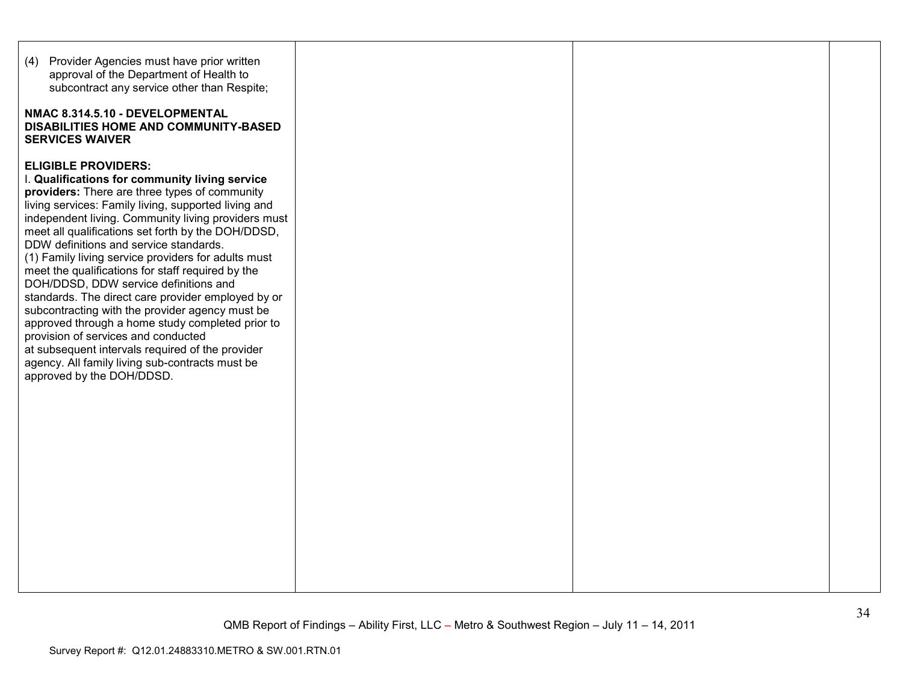| | | | |
|---|---|---|---|
| (4) Provider Agencies must have prior written approval of the Department of Health to subcontract any service other than Respite;<br><br>**NMAC 8.314.5.10 - DEVELOPMENTAL DISABILITIES HOME AND COMMUNITY-BASED SERVICES WAIVER**<br><br>**ELIGIBLE PROVIDERS:**<br>I. **Qualifications for community living service providers:** There are three types of community living services: Family living, supported living and independent living. Community living providers must meet all qualifications set forth by the DOH/DDSD, DDW definitions and service standards.<br>(1) Family living service providers for adults must meet the qualifications for staff required by the DOH/DDSD, DDW service definitions and standards. The direct care provider employed by or subcontracting with the provider agency must be approved through a home study completed prior to provision of services and conducted at subsequent intervals required of the provider agency. All family living sub-contracts must be approved by the DOH/DDSD. | | | |

QMB Report of Findings – Ability First, LLC – Metro & Southwest Region – July 11 – 14, 2011

Survey Report #: Q12.01.24883310.METRO & SW.001.RTN.01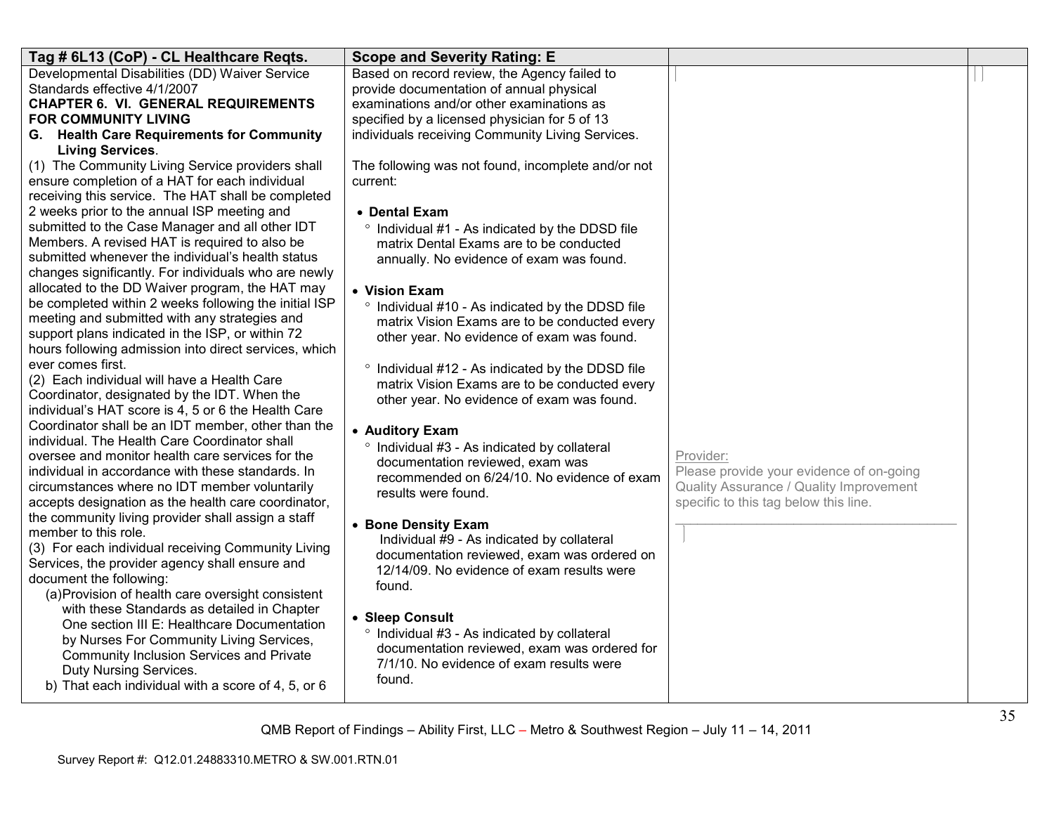| Tag # 6L13 (CoP) - CL Healthcare Reqts. | Scope and Severity Rating: E | | |
|---|---|---|---|
| Developmental Disabilities (DD) Waiver Service Standards effective 4/1/2007<br>**CHAPTER 6. VI. GENERAL REQUIREMENTS FOR COMMUNITY LIVING**<br>**G. Health Care Requirements for Community Living Services**.<br>(1) The Community Living Service providers shall ensure completion of a HAT for each individual receiving this service. The HAT shall be completed 2 weeks prior to the annual ISP meeting and submitted to the Case Manager and all other IDT Members. A revised HAT is required to also be submitted whenever the individual's health status changes significantly. For individuals who are newly allocated to the DD Waiver program, the HAT may be completed within 2 weeks following the initial ISP meeting and submitted with any strategies and support plans indicated in the ISP, or within 72 hours following admission into direct services, which ever comes first.<br>(2) Each individual will have a Health Care Coordinator, designated by the IDT. When the individual's HAT score is 4, 5 or 6 the Health Care Coordinator shall be an IDT member, other than the individual. The Health Care Coordinator shall oversee and monitor health care services for the individual in accordance with these standards. In circumstances where no IDT member voluntarily accepts designation as the health care coordinator, the community living provider shall assign a staff member to this role.<br>(3) For each individual receiving Community Living Services, the provider agency shall ensure and document the following:<br>(a)Provision of health care oversight consistent with these Standards as detailed in Chapter One section III E: Healthcare Documentation by Nurses For Community Living Services, Community Inclusion Services and Private Duty Nursing Services.<br>b) That each individual with a score of 4, 5, or 6 | Based on record review, the Agency failed to provide documentation of annual physical examinations and/or other examinations as specified by a licensed physician for 5 of 13 individuals receiving Community Living Services.<br><br>The following was not found, incomplete and/or not current:<br><br>• **Dental Exam**<br>° Individual #1 - As indicated by the DDSD file matrix Dental Exams are to be conducted annually. No evidence of exam was found.<br><br>• **Vision Exam**<br>° Individual #10 - As indicated by the DDSD file matrix Vision Exams are to be conducted every other year. No evidence of exam was found.<br><br>° Individual #12 - As indicated by the DDSD file matrix Vision Exams are to be conducted every other year. No evidence of exam was found.<br><br>• **Auditory Exam**<br>° Individual #3 - As indicated by collateral documentation reviewed, exam was recommended on 6/24/10. No evidence of exam results were found.<br><br>• **Bone Density Exam**<br>Individual #9 - As indicated by collateral documentation reviewed, exam was ordered on 12/14/09. No evidence of exam results were found.<br><br>• **Sleep Consult**<br>° Individual #3 - As indicated by collateral documentation reviewed, exam was ordered for 7/1/10. No evidence of exam results were found. | Provider:<br>Please provide your evidence of on-going Quality Assurance / Quality Improvement specific to this tag below this line.<br>___________________________________ | |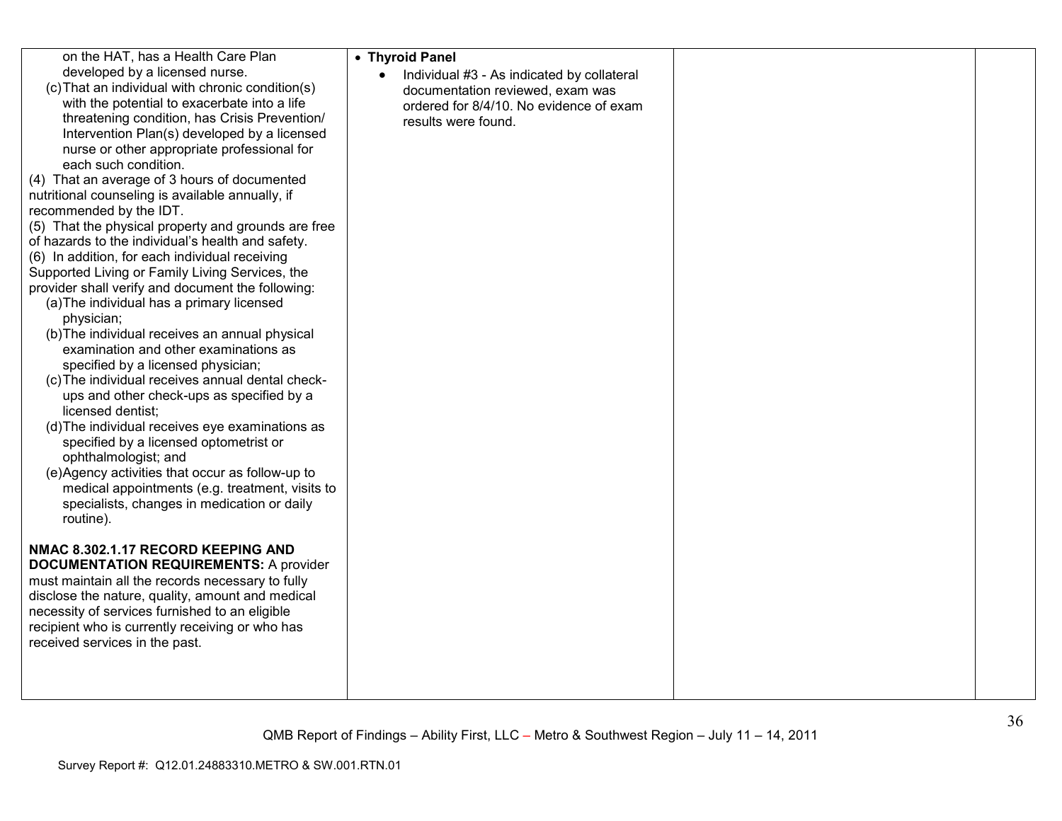| | | | |
|---|---|---|---|
| on the HAT, has a Health Care Plan developed by a licensed nurse.<br>(c) That an individual with chronic condition(s) with the potential to exacerbate into a life threatening condition, has Crisis Prevention/ Intervention Plan(s) developed by a licensed nurse or other appropriate professional for each such condition.<br>(4) That an average of 3 hours of documented nutritional counseling is available annually, if recommended by the IDT.<br>(5) That the physical property and grounds are free of hazards to the individual's health and safety.<br>(6) In addition, for each individual receiving Supported Living or Family Living Services, the provider shall verify and document the following:<br>(a) The individual has a primary licensed physician;<br>(b) The individual receives an annual physical examination and other examinations as specified by a licensed physician;<br>(c) The individual receives annual dental check-ups and other check-ups as specified by a licensed dentist;<br>(d) The individual receives eye examinations as specified by a licensed optometrist or ophthalmologist; and<br>(e) Agency activities that occur as follow-up to medical appointments (e.g. treatment, visits to specialists, changes in medication or daily routine).<br><br>**NMAC 8.302.1.17 RECORD KEEPING AND DOCUMENTATION REQUIREMENTS:** A provider must maintain all the records necessary to fully disclose the nature, quality, amount and medical necessity of services furnished to an eligible recipient who is currently receiving or who has received services in the past. | • **Thyroid Panel**<br>• Individual #3 - As indicated by collateral documentation reviewed, exam was ordered for 8/4/10. No evidence of exam results were found. | | |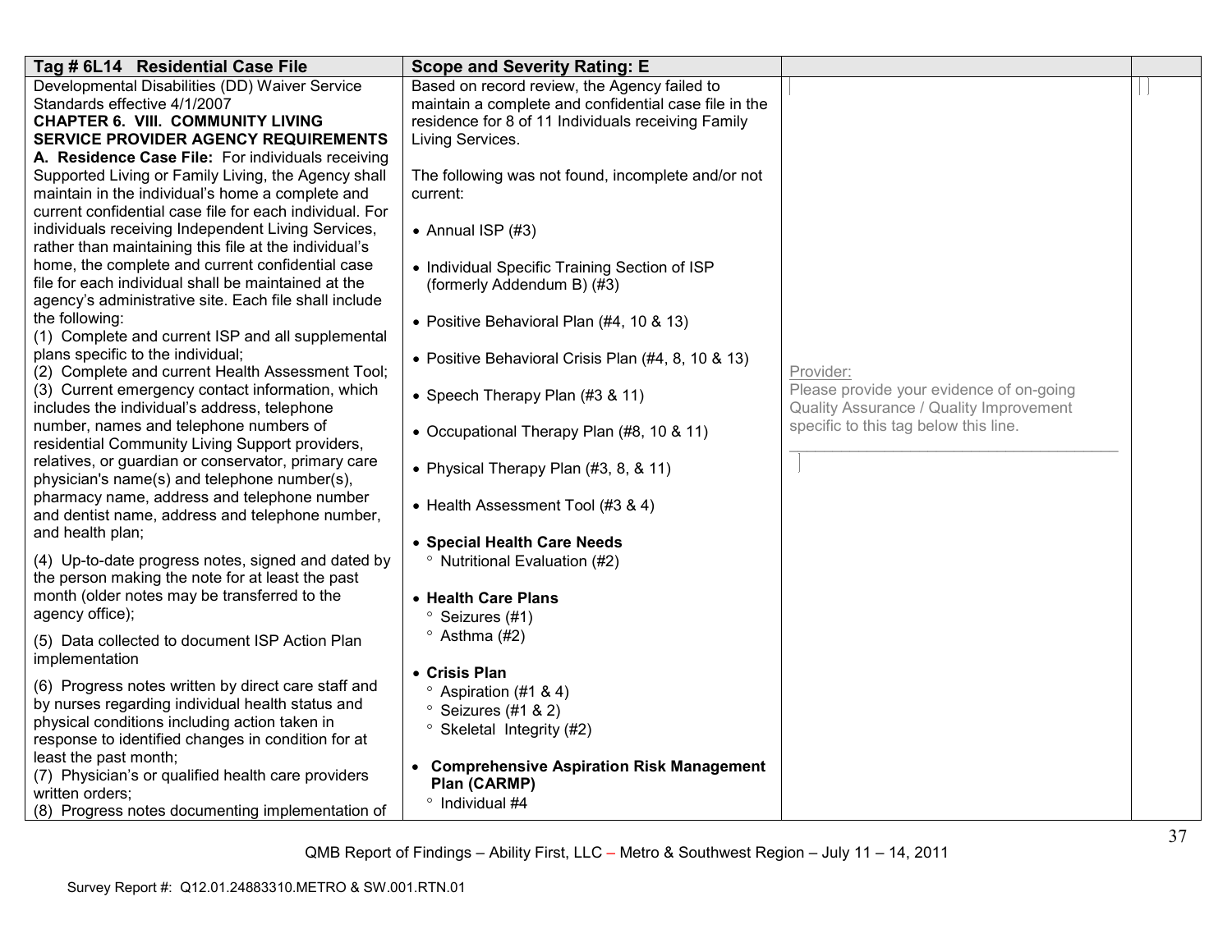| Tag # 6L14 Residential Case File | Scope and Severity Rating: E | | |
|---|---|---|---|
| Developmental Disabilities (DD) Waiver Service Standards effective 4/1/2007<br>**CHAPTER 6. VIII. COMMUNITY LIVING SERVICE PROVIDER AGENCY REQUIREMENTS**<br>**A. Residence Case File:** For individuals receiving Supported Living or Family Living, the Agency shall maintain in the individual's home a complete and current confidential case file for each individual. For individuals receiving Independent Living Services, rather than maintaining this file at the individual's home, the complete and current confidential case file for each individual shall be maintained at the agency's administrative site. Each file shall include the following:<br>(1) Complete and current ISP and all supplemental plans specific to the individual;<br>(2) Complete and current Health Assessment Tool;<br>(3) Current emergency contact information, which includes the individual's address, telephone number, names and telephone numbers of residential Community Living Support providers, relatives, or guardian or conservator, primary care physician's name(s) and telephone number(s), pharmacy name, address and telephone number and dentist name, address and telephone number, and health plan;<br>(4) Up-to-date progress notes, signed and dated by the person making the note for at least the past month (older notes may be transferred to the agency office);<br>(5) Data collected to document ISP Action Plan implementation<br>(6) Progress notes written by direct care staff and by nurses regarding individual health status and physical conditions including action taken in response to identified changes in condition for at least the past month;<br>(7) Physician's or qualified health care providers written orders;<br>(8) Progress notes documenting implementation of | Based on record review, the Agency failed to maintain a complete and confidential case file in the residence for 8 of 11 Individuals receiving Family Living Services.<br><br>The following was not found, incomplete and/or not current:<br><br>• Annual ISP (#3)<br><br>• Individual Specific Training Section of ISP (formerly Addendum B) (#3)<br><br>• Positive Behavioral Plan (#4, 10 & 13)<br><br>• Positive Behavioral Crisis Plan (#4, 8, 10 & 13)<br><br>• Speech Therapy Plan (#3 & 11)<br><br>• Occupational Therapy Plan (#8, 10 & 11)<br><br>• Physical Therapy Plan (#3, 8, & 11)<br><br>• Health Assessment Tool (#3 & 4)<br><br>• **Special Health Care Needs**<br>° Nutritional Evaluation (#2)<br><br>• **Health Care Plans**<br>° Seizures (#1)<br>° Asthma (#2)<br><br>• **Crisis Plan**<br>° Aspiration (#1 & 4)<br>° Seizures (#1 & 2)<br>° Skeletal Integrity (#2)<br><br>• **Comprehensive Aspiration Risk Management Plan (CARMP)**<br>° Individual #4 | Provider:<br>Please provide your evidence of on-going Quality Assurance / Quality Improvement specific to this tag below this line.<br>\_\_\_\_\_\_\_\_\_\_\_\_\_\_\_\_\_\_\_\_\_\_\_\_\_\_\_\_\_\_\_\_\_\_\_\_\_\_\_\_ | |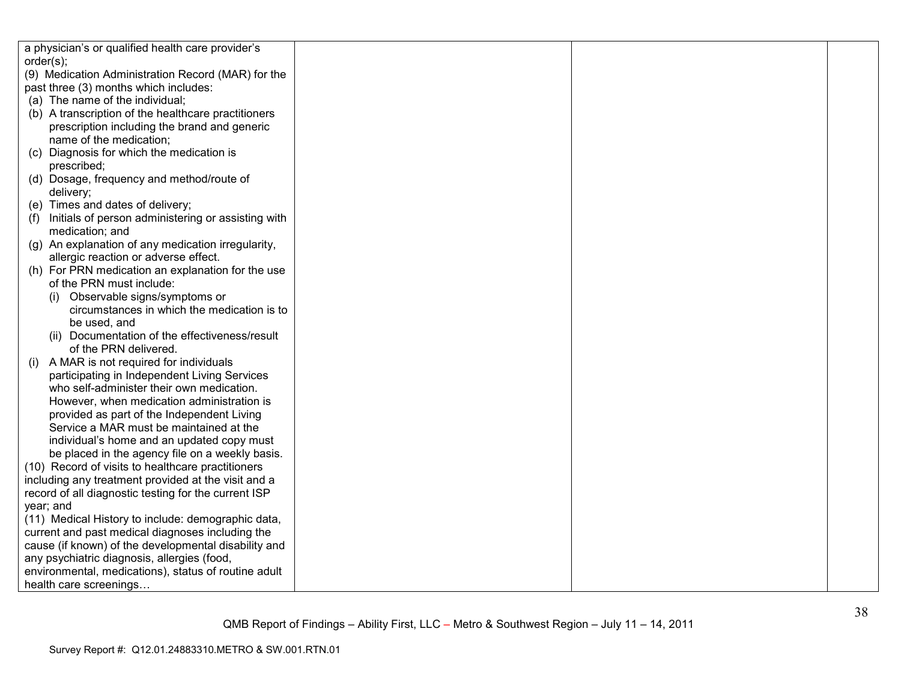| | | | |
|---|---|---|---|
| a physician's or qualified health care provider's order(s);<br>(9) Medication Administration Record (MAR) for the past three (3) months which includes:<br>(a) The name of the individual;<br>(b) A transcription of the healthcare practitioners prescription including the brand and generic name of the medication;<br>(c) Diagnosis for which the medication is prescribed;<br>(d) Dosage, frequency and method/route of delivery;<br>(e) Times and dates of delivery;<br>(f) Initials of person administering or assisting with medication; and<br>(g) An explanation of any medication irregularity, allergic reaction or adverse effect.<br>(h) For PRN medication an explanation for the use of the PRN must include:<br>(i) Observable signs/symptoms or circumstances in which the medication is to be used, and<br>(ii) Documentation of the effectiveness/result of the PRN delivered.<br>(i) A MAR is not required for individuals participating in Independent Living Services who self-administer their own medication. However, when medication administration is provided as part of the Independent Living Service a MAR must be maintained at the individual's home and an updated copy must be placed in the agency file on a weekly basis.<br>(10) Record of visits to healthcare practitioners including any treatment provided at the visit and a record of all diagnostic testing for the current ISP year; and<br>(11) Medical History to include: demographic data, current and past medical diagnoses including the cause (if known) of the developmental disability and any psychiatric diagnosis, allergies (food, environmental, medications), status of routine adult health care screenings… | | | |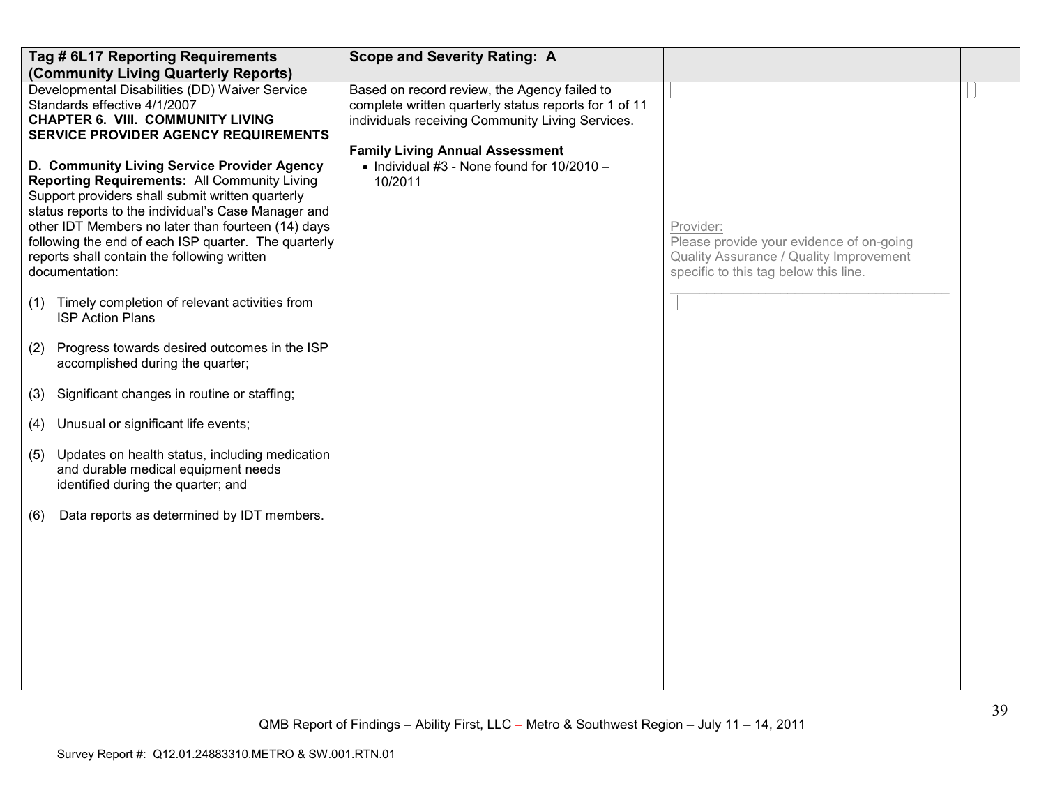| Tag # 6L17 Reporting Requirements (Community Living Quarterly Reports) | Scope and Severity Rating: A | | |
|---|---|---|---|
| Developmental Disabilities (DD) Waiver Service Standards effective 4/1/2007<br>**CHAPTER 6. VIII. COMMUNITY LIVING SERVICE PROVIDER AGENCY REQUIREMENTS**<br><br>**D. Community Living Service Provider Agency Reporting Requirements:** All Community Living Support providers shall submit written quarterly status reports to the individual's Case Manager and other IDT Members no later than fourteen (14) days following the end of each ISP quarter. The quarterly reports shall contain the following written documentation:<br><br>(1) Timely completion of relevant activities from ISP Action Plans<br><br>(2) Progress towards desired outcomes in the ISP accomplished during the quarter;<br><br>(3) Significant changes in routine or staffing;<br><br>(4) Unusual or significant life events;<br><br>(5) Updates on health status, including medication and durable medical equipment needs identified during the quarter; and<br><br>(6) Data reports as determined by IDT members. | Based on record review, the Agency failed to complete written quarterly status reports for 1 of 11 individuals receiving Community Living Services.<br><br>**Family Living Annual Assessment**<br>• Individual #3 - None found for 10/2010 – 10/2011 | Provider:<br>Please provide your evidence of on-going Quality Assurance / Quality Improvement specific to this tag below this line.<br>\_\_\_\_\_\_\_\_\_\_\_\_\_\_\_\_\_\_\_\_\_\_\_\_\_\_\_\_\_\_\_\_\_\_\_\_\_\_\_\_ | |

QMB Report of Findings – Ability First, LLC – Metro & Southwest Region – July 11 – 14, 2011

Survey Report #: Q12.01.24883310.METRO & SW.001.RTN.01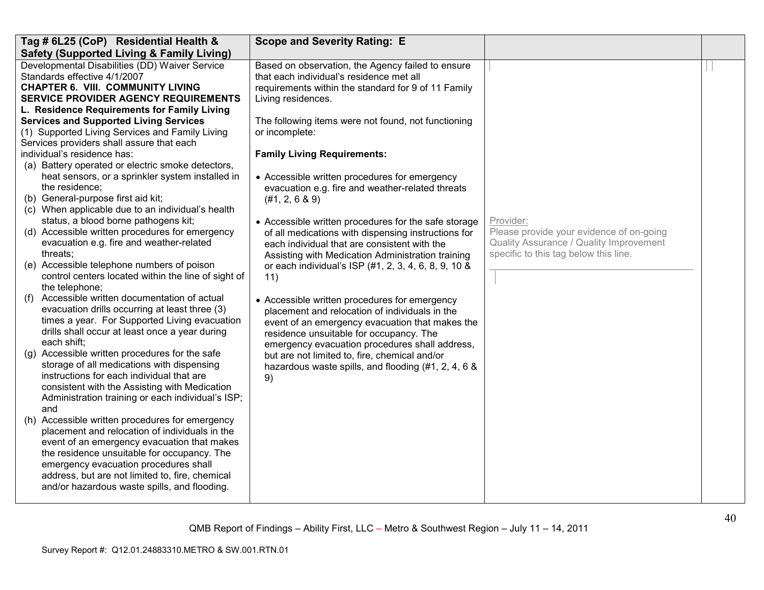| Tag # 6L25 (CoP) Residential Health & Safety (Supported Living & Family Living) | Scope and Severity Rating: E | | |
|---|---|---|---|
| Developmental Disabilities (DD) Waiver Service Standards effective 4/1/2007<br>**CHAPTER 6. VIII. COMMUNITY LIVING SERVICE PROVIDER AGENCY REQUIREMENTS**<br>**L. Residence Requirements for Family Living Services and Supported Living Services**<br>(1) Supported Living Services and Family Living Services providers shall assure that each individual's residence has:<br>(a) Battery operated or electric smoke detectors, heat sensors, or a sprinkler system installed in the residence;<br>(b) General-purpose first aid kit;<br>(c) When applicable due to an individual's health status, a blood borne pathogens kit;<br>(d) Accessible written procedures for emergency evacuation e.g. fire and weather-related threats;<br>(e) Accessible telephone numbers of poison control centers located within the line of sight of the telephone;<br>(f) Accessible written documentation of actual evacuation drills occurring at least three (3) times a year. For Supported Living evacuation drills shall occur at least once a year during each shift;<br>(g) Accessible written procedures for the safe storage of all medications with dispensing instructions for each individual that are consistent with the Assisting with Medication Administration training or each individual's ISP; and<br>(h) Accessible written procedures for emergency placement and relocation of individuals in the event of an emergency evacuation that makes the residence unsuitable for occupancy. The emergency evacuation procedures shall address, but are not limited to, fire, chemical and/or hazardous waste spills, and flooding. | Based on observation, the Agency failed to ensure that each individual's residence met all requirements within the standard for 9 of 11 Family Living residences.<br><br>The following items were not found, not functioning or incomplete:<br><br>**Family Living Requirements:**<br><br>• Accessible written procedures for emergency evacuation e.g. fire and weather-related threats (#1, 2, 6 & 9)<br><br>• Accessible written procedures for the safe storage of all medications with dispensing instructions for each individual that are consistent with the Assisting with Medication Administration training or each individual's ISP (#1, 2, 3, 4, 6, 8, 9, 10 & 11)<br><br>• Accessible written procedures for emergency placement and relocation of individuals in the event of an emergency evacuation that makes the residence unsuitable for occupancy. The emergency evacuation procedures shall address, but are not limited to, fire, chemical and/or hazardous waste spills, and flooding (#1, 2, 4, 6 & 9) | Provider:<br>Please provide your evidence of on-going Quality Assurance / Quality Improvement specific to this tag below this line.<br>\_\_\_\_\_\_\_\_\_\_\_\_\_\_\_\_\_\_\_\_\_\_\_\_\_\_\_\_\_\_\_\_\_\_\_\_\_\_\_\_ | |

QMB Report of Findings – Ability First, LLC – Metro & Southwest Region – July 11 – 14, 2011

Survey Report #: Q12.01.24883310.METRO & SW.001.RTN.01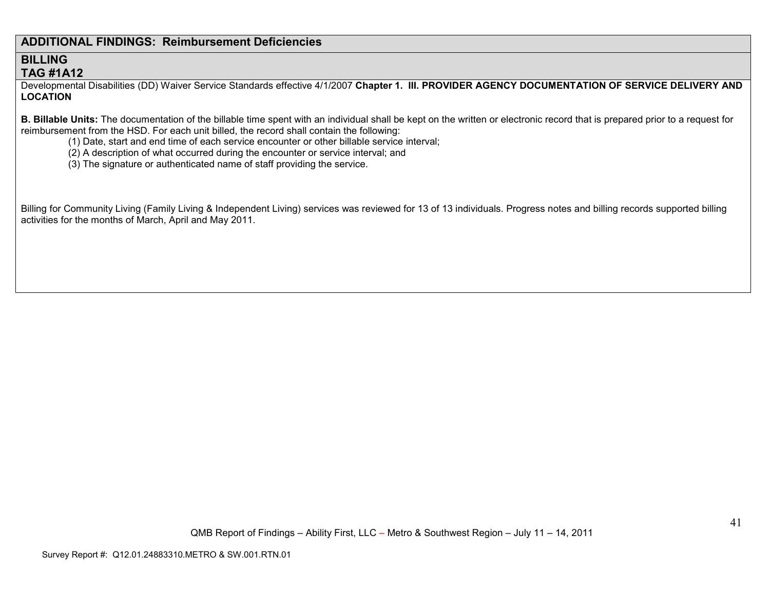## ADDITIONAL FINDINGS: Reimbursement Deficiencies

### BILLING
### TAG #1A12

Developmental Disabilities (DD) Waiver Service Standards effective 4/1/2007 **Chapter 1. III. PROVIDER AGENCY DOCUMENTATION OF SERVICE DELIVERY AND LOCATION**

**B. Billable Units:** The documentation of the billable time spent with an individual shall be kept on the written or electronic record that is prepared prior to a request for reimbursement from the HSD. For each unit billed, the record shall contain the following:

(1) Date, start and end time of each service encounter or other billable service interval;
(2) A description of what occurred during the encounter or service interval; and
(3) The signature or authenticated name of staff providing the service.

Billing for Community Living (Family Living & Independent Living) services was reviewed for 13 of 13 individuals. Progress notes and billing records supported billing activities for the months of March, April and May 2011.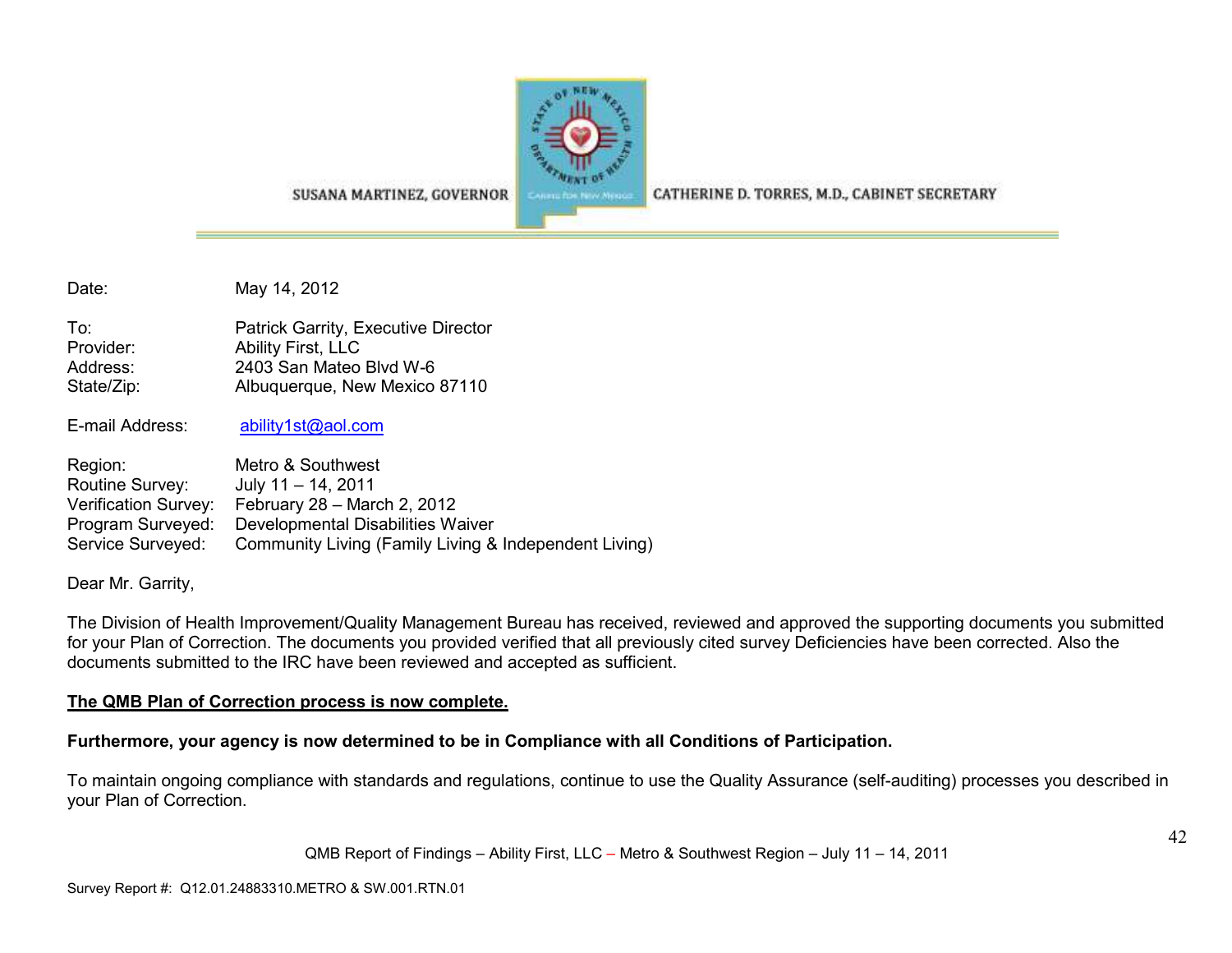SUSANA MARTINEZ, GOVERNOR | CATHERINE D. TORRES, M.D., CABINET SECRETARY

Date: May 14, 2012

To: Patrick Garrity, Executive Director
Provider: Ability First, LLC
Address: 2403 San Mateo Blvd W-6
State/Zip: Albuquerque, New Mexico 87110

E-mail Address: ability1st@aol.com

Region: Metro & Southwest
Routine Survey: July 11 – 14, 2011
Verification Survey: February 28 – March 2, 2012
Program Surveyed: Developmental Disabilities Waiver
Service Surveyed: Community Living (Family Living & Independent Living)

Dear Mr. Garrity,

The Division of Health Improvement/Quality Management Bureau has received, reviewed and approved the supporting documents you submitted for your Plan of Correction. The documents you provided verified that all previously cited survey Deficiencies have been corrected. Also the documents submitted to the IRC have been reviewed and accepted as sufficient.

**The QMB Plan of Correction process is now complete.**

**Furthermore, your agency is now determined to be in Compliance with all Conditions of Participation.**

To maintain ongoing compliance with standards and regulations, continue to use the Quality Assurance (self-auditing) processes you described in your Plan of Correction.

Survey Report #: Q12.01.24883310.METRO & SW.001.RTN.01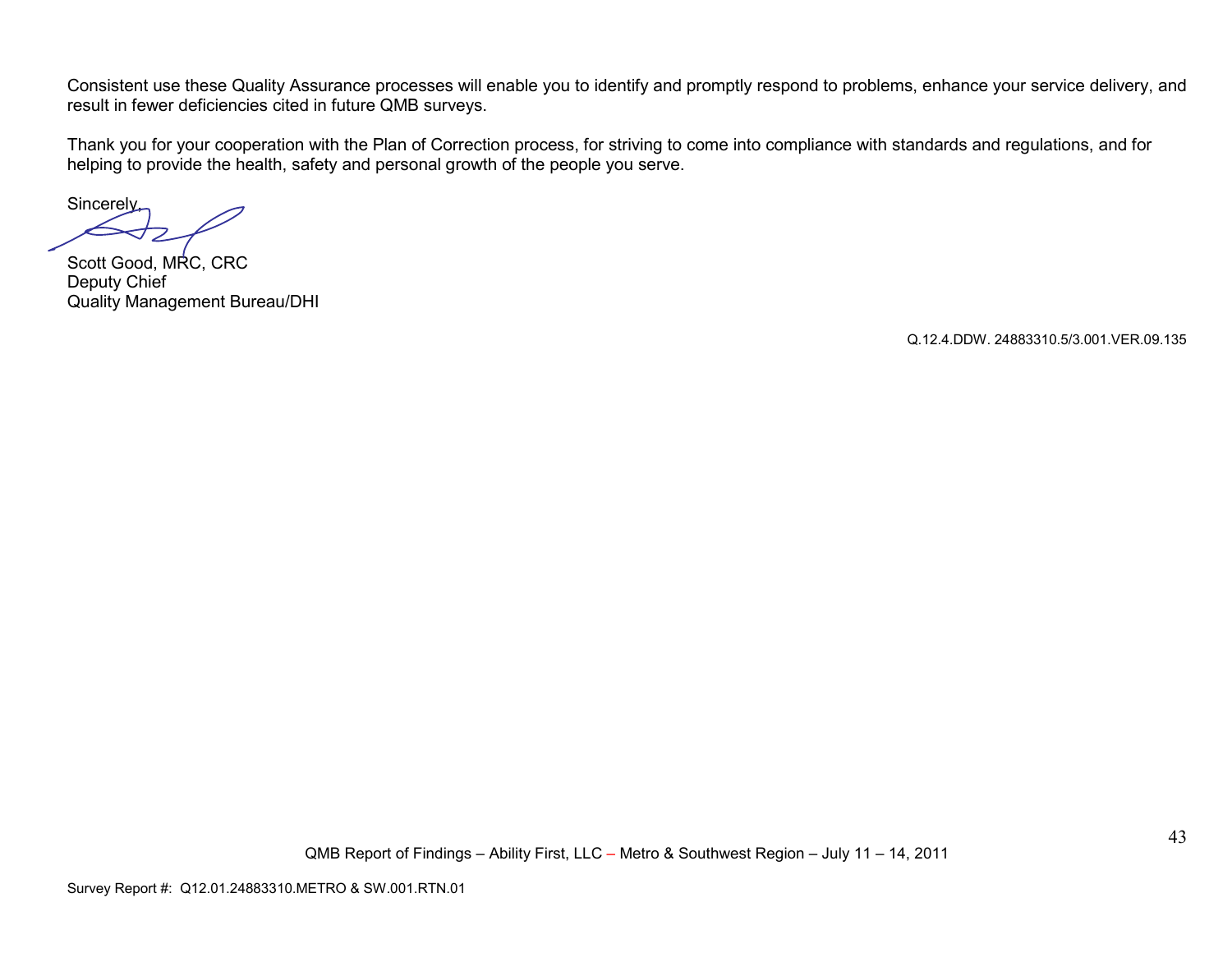Consistent use these Quality Assurance processes will enable you to identify and promptly respond to problems, enhance your service delivery, and result in fewer deficiencies cited in future QMB surveys.

Thank you for your cooperation with the Plan of Correction process, for striving to come into compliance with standards and regulations, and for helping to provide the health, safety and personal growth of the people you serve.

Sincerely,

Scott Good, MRC, CRC
Deputy Chief
Quality Management Bureau/DHI

Q.12.4.DDW. 24883310.5/3.001.VER.09.135